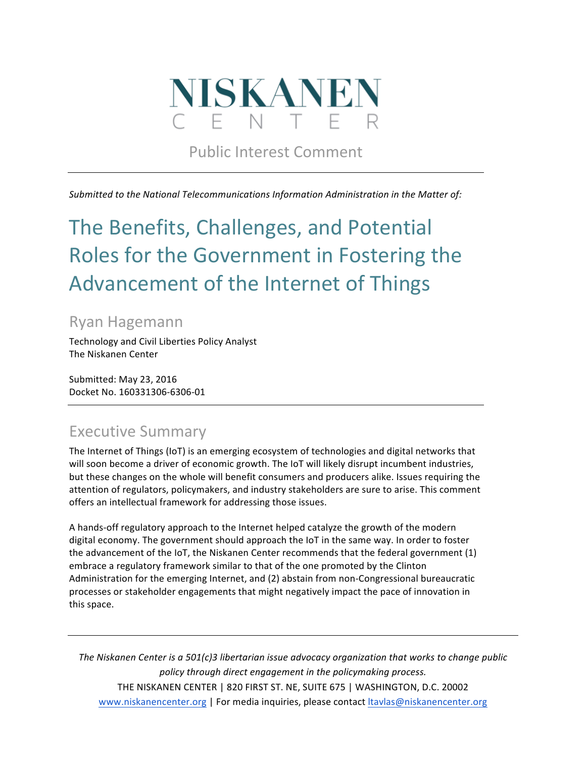# NISKANEN CENTER

Public Interest Comment

---

*Submitted to the National Telecommunications Information Administration in the Matter of:*

# The Benefits, Challenges, and Potential Roles for the Government in Fostering the Advancement of the Internet of Things

## Ryan Hagemann

Technology and Civil Liberties Policy Analyst
The Niskanen Center

Submitted: May 23, 2016
Docket No. 160331306-6306-01

---

## Executive Summary

The Internet of Things (IoT) is an emerging ecosystem of technologies and digital networks that will soon become a driver of economic growth. The IoT will likely disrupt incumbent industries, but these changes on the whole will benefit consumers and producers alike. Issues requiring the attention of regulators, policymakers, and industry stakeholders are sure to arise. This comment offers an intellectual framework for addressing those issues.

A hands-off regulatory approach to the Internet helped catalyze the growth of the modern digital economy. The government should approach the IoT in the same way. In order to foster the advancement of the IoT, the Niskanen Center recommends that the federal government (1) embrace a regulatory framework similar to that of the one promoted by the Clinton Administration for the emerging Internet, and (2) abstain from non-Congressional bureaucratic processes or stakeholder engagements that might negatively impact the pace of innovation in this space.

---

*The Niskanen Center is a 501(c)3 libertarian issue advocacy organization that works to change public policy through direct engagement in the policymaking process.*

THE NISKANEN CENTER | 820 FIRST ST. NE, SUITE 675 | WASHINGTON, D.C. 20002

www.niskanencenter.org | For media inquiries, please contact ltavlas@niskanencenter.org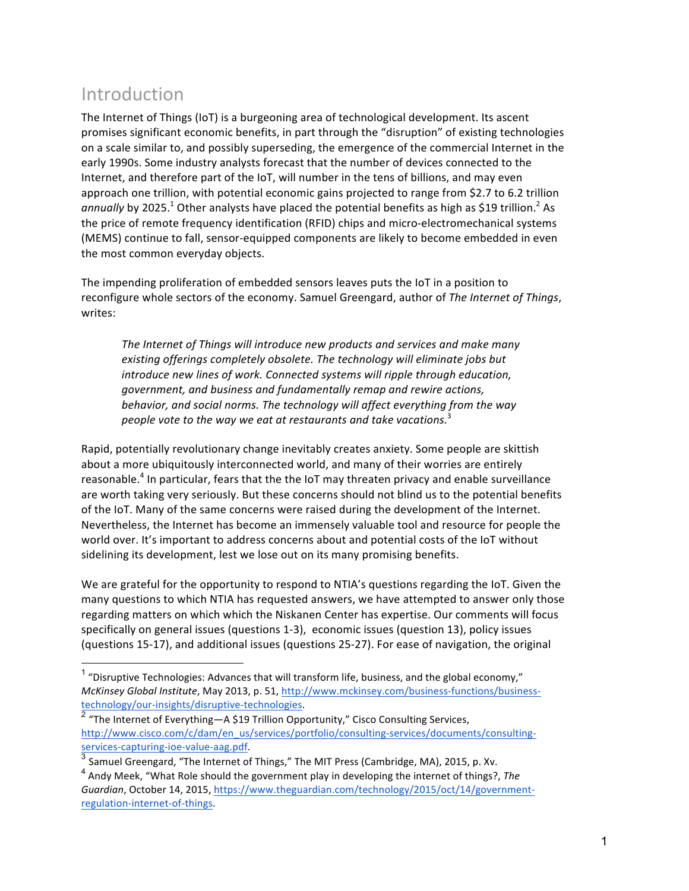## Introduction

The Internet of Things (IoT) is a burgeoning area of technological development. Its ascent promises significant economic benefits, in part through the "disruption" of existing technologies on a scale similar to, and possibly superseding, the emergence of the commercial Internet in the early 1990s. Some industry analysts forecast that the number of devices connected to the Internet, and therefore part of the IoT, will number in the tens of billions, and may even approach one trillion, with potential economic gains projected to range from $2.7 to 6.2 trillion *annually* by 2025.[1] Other analysts have placed the potential benefits as high as $19 trillion.[2] As the price of remote frequency identification (RFID) chips and micro-electromechanical systems (MEMS) continue to fall, sensor-equipped components are likely to become embedded in even the most common everyday objects.

The impending proliferation of embedded sensors leaves puts the IoT in a position to reconfigure whole sectors of the economy. Samuel Greengard, author of *The Internet of Things*, writes:

> *The Internet of Things will introduce new products and services and make many existing offerings completely obsolete. The technology will eliminate jobs but introduce new lines of work. Connected systems will ripple through education, government, and business and fundamentally remap and rewire actions, behavior, and social norms. The technology will affect everything from the way people vote to the way we eat at restaurants and take vacations.*[3]

Rapid, potentially revolutionary change inevitably creates anxiety. Some people are skittish about a more ubiquitously interconnected world, and many of their worries are entirely reasonable.[4] In particular, fears that the the IoT may threaten privacy and enable surveillance are worth taking very seriously. But these concerns should not blind us to the potential benefits of the IoT. Many of the same concerns were raised during the development of the Internet. Nevertheless, the Internet has become an immensely valuable tool and resource for people the world over. It's important to address concerns about and potential costs of the IoT without sidelining its development, lest we lose out on its many promising benefits.

We are grateful for the opportunity to respond to NTIA's questions regarding the IoT. Given the many questions to which NTIA has requested answers, we have attempted to answer only those regarding matters on which which the Niskanen Center has expertise. Our comments will focus specifically on general issues (questions 1-3), economic issues (question 13), policy issues (questions 15-17), and additional issues (questions 25-27). For ease of navigation, the original

---

[1] "Disruptive Technologies: Advances that will transform life, business, and the global economy," *McKinsey Global Institute*, May 2013, p. 51, http://www.mckinsey.com/business-functions/business-technology/our-insights/disruptive-technologies.

[2] "The Internet of Everything—A $19 Trillion Opportunity," Cisco Consulting Services, http://www.cisco.com/c/dam/en_us/services/portfolio/consulting-services/documents/consulting-services-capturing-ioe-value-aag.pdf.

[3] Samuel Greengard, "The Internet of Things," The MIT Press (Cambridge, MA), 2015, p. Xv.

[4] Andy Meek, "What Role should the government play in developing the internet of things?, *The Guardian*, October 14, 2015, https://www.theguardian.com/technology/2015/oct/14/government-regulation-internet-of-things.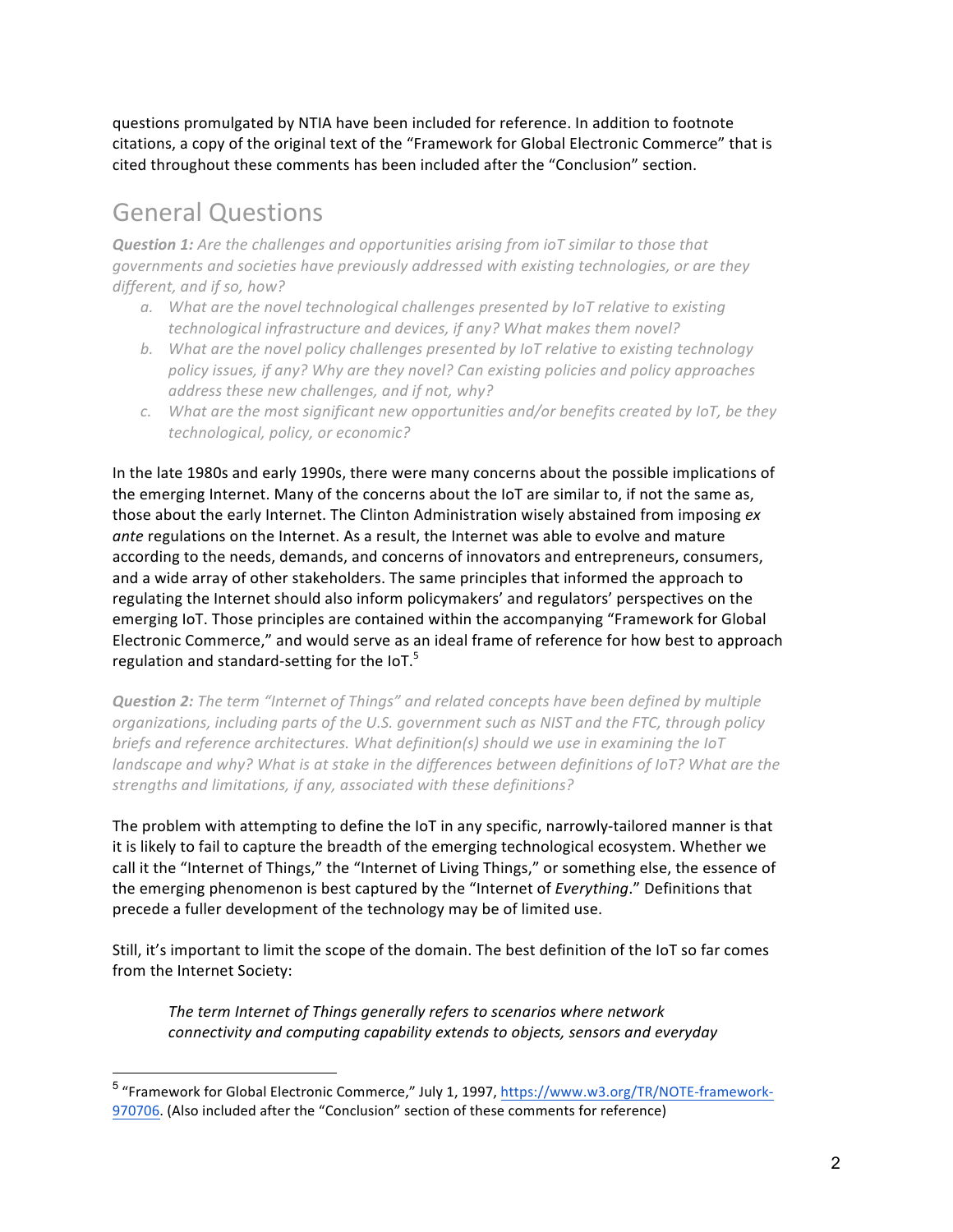questions promulgated by NTIA have been included for reference. In addition to footnote citations, a copy of the original text of the "Framework for Global Electronic Commerce" that is cited throughout these comments has been included after the "Conclusion" section.

## General Questions

***Question 1:*** *Are the challenges and opportunities arising from ioT similar to those that governments and societies have previously addressed with existing technologies, or are they different, and if so, how?*

*a. What are the novel technological challenges presented by IoT relative to existing technological infrastructure and devices, if any? What makes them novel?*

*b. What are the novel policy challenges presented by IoT relative to existing technology policy issues, if any? Why are they novel? Can existing policies and policy approaches address these new challenges, and if not, why?*

*c. What are the most significant new opportunities and/or benefits created by IoT, be they technological, policy, or economic?*

In the late 1980s and early 1990s, there were many concerns about the possible implications of the emerging Internet. Many of the concerns about the IoT are similar to, if not the same as, those about the early Internet. The Clinton Administration wisely abstained from imposing *ex ante* regulations on the Internet. As a result, the Internet was able to evolve and mature according to the needs, demands, and concerns of innovators and entrepreneurs, consumers, and a wide array of other stakeholders. The same principles that informed the approach to regulating the Internet should also inform policymakers' and regulators' perspectives on the emerging IoT. Those principles are contained within the accompanying "Framework for Global Electronic Commerce," and would serve as an ideal frame of reference for how best to approach regulation and standard-setting for the IoT.[5]

***Question 2:*** *The term "Internet of Things" and related concepts have been defined by multiple organizations, including parts of the U.S. government such as NIST and the FTC, through policy briefs and reference architectures. What definition(s) should we use in examining the IoT landscape and why? What is at stake in the differences between definitions of IoT? What are the strengths and limitations, if any, associated with these definitions?*

The problem with attempting to define the IoT in any specific, narrowly-tailored manner is that it is likely to fail to capture the breadth of the emerging technological ecosystem. Whether we call it the "Internet of Things," the "Internet of Living Things," or something else, the essence of the emerging phenomenon is best captured by the "Internet of *Everything*." Definitions that precede a fuller development of the technology may be of limited use.

Still, it's important to limit the scope of the domain. The best definition of the IoT so far comes from the Internet Society:

> *The term Internet of Things generally refers to scenarios where network connectivity and computing capability extends to objects, sensors and everyday*

[5] "Framework for Global Electronic Commerce," July 1, 1997, https://www.w3.org/TR/NOTE-framework-970706. (Also included after the "Conclusion" section of these comments for reference)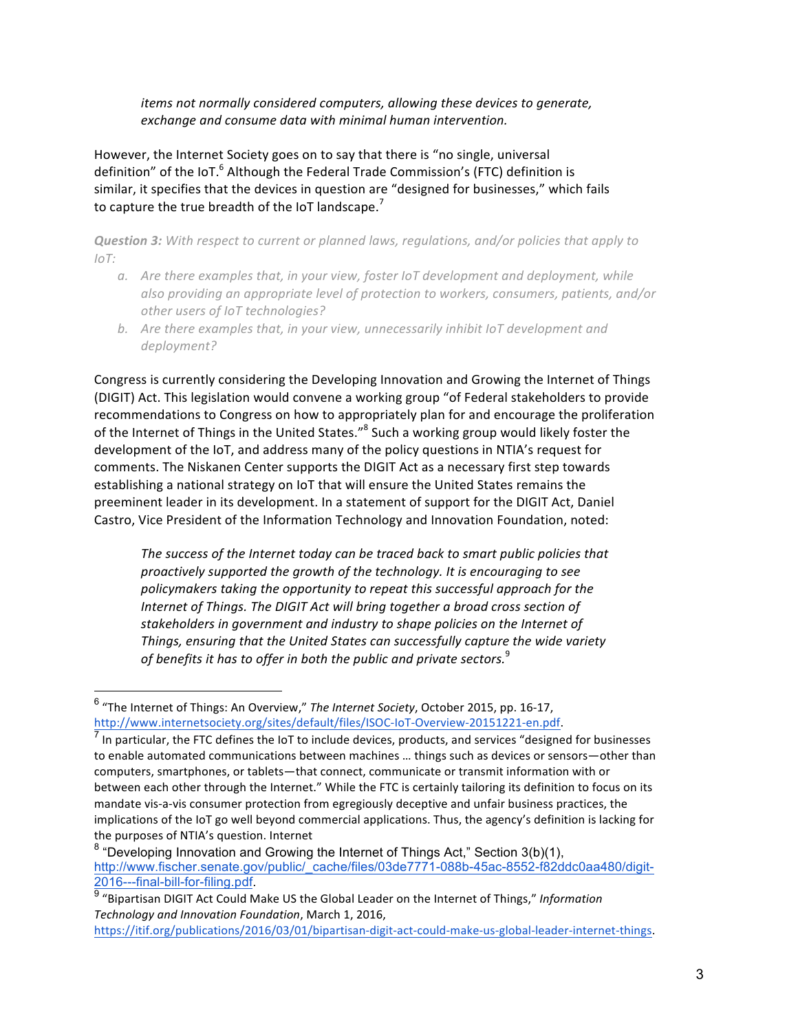> *items not normally considered computers, allowing these devices to generate, exchange and consume data with minimal human intervention.*

However, the Internet Society goes on to say that there is "no single, universal definition" of the IoT.[6] Although the Federal Trade Commission's (FTC) definition is similar, it specifies that the devices in question are "designed for businesses," which fails to capture the true breadth of the IoT landscape.[7]

***Question 3:*** *With respect to current or planned laws, regulations, and/or policies that apply to IoT:*

a. *Are there examples that, in your view, foster IoT development and deployment, while also providing an appropriate level of protection to workers, consumers, patients, and/or other users of IoT technologies?*
b. *Are there examples that, in your view, unnecessarily inhibit IoT development and deployment?*

Congress is currently considering the Developing Innovation and Growing the Internet of Things (DIGIT) Act. This legislation would convene a working group "of Federal stakeholders to provide recommendations to Congress on how to appropriately plan for and encourage the proliferation of the Internet of Things in the United States."[8] Such a working group would likely foster the development of the IoT, and address many of the policy questions in NTIA's request for comments. The Niskanen Center supports the DIGIT Act as a necessary first step towards establishing a national strategy on IoT that will ensure the United States remains the preeminent leader in its development. In a statement of support for the DIGIT Act, Daniel Castro, Vice President of the Information Technology and Innovation Foundation, noted:

> *The success of the Internet today can be traced back to smart public policies that proactively supported the growth of the technology. It is encouraging to see policymakers taking the opportunity to repeat this successful approach for the Internet of Things. The DIGIT Act will bring together a broad cross section of stakeholders in government and industry to shape policies on the Internet of Things, ensuring that the United States can successfully capture the wide variety of benefits it has to offer in both the public and private sectors.*[9]

---

[6] "The Internet of Things: An Overview," *The Internet Society*, October 2015, pp. 16-17, http://www.internetsociety.org/sites/default/files/ISOC-IoT-Overview-20151221-en.pdf.

[7] In particular, the FTC defines the IoT to include devices, products, and services "designed for businesses to enable automated communications between machines … things such as devices or sensors—other than computers, smartphones, or tablets—that connect, communicate or transmit information with or between each other through the Internet." While the FTC is certainly tailoring its definition to focus on its mandate vis-a-vis consumer protection from egregiously deceptive and unfair business practices, the implications of the IoT go well beyond commercial applications. Thus, the agency's definition is lacking for the purposes of NTIA's question. Internet

[8] "Developing Innovation and Growing the Internet of Things Act," Section 3(b)(1), http://www.fischer.senate.gov/public/_cache/files/03de7771-088b-45ac-8552-f82ddc0aa480/digit-2016---final-bill-for-filing.pdf.

[9] "Bipartisan DIGIT Act Could Make US the Global Leader on the Internet of Things," *Information Technology and Innovation Foundation*, March 1, 2016, https://itif.org/publications/2016/03/01/bipartisan-digit-act-could-make-us-global-leader-internet-things.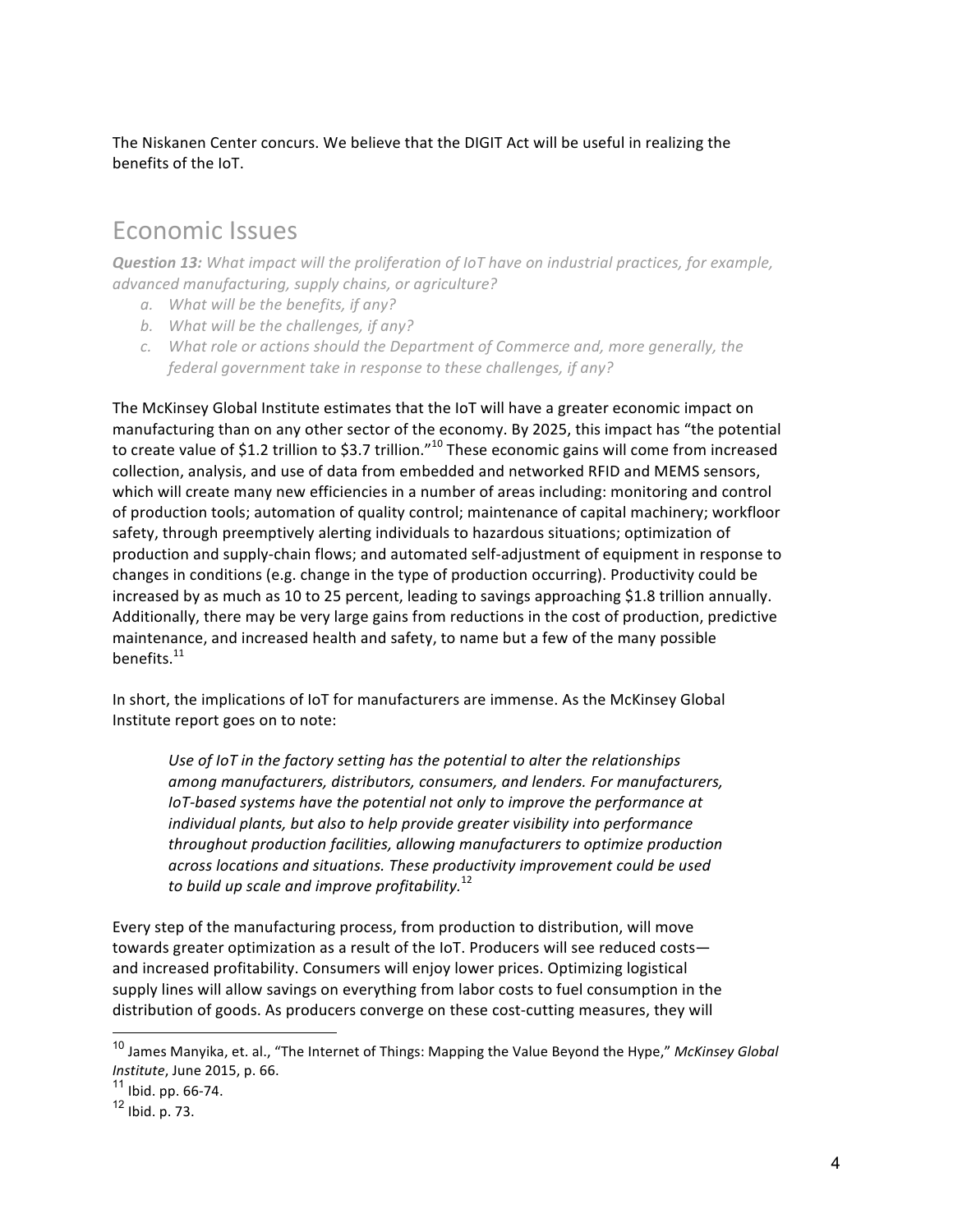The Niskanen Center concurs. We believe that the DIGIT Act will be useful in realizing the benefits of the IoT.

## Economic Issues

***Question 13:*** *What impact will the proliferation of IoT have on industrial practices, for example, advanced manufacturing, supply chains, or agriculture?*

a. *What will be the benefits, if any?*
b. *What will be the challenges, if any?*
c. *What role or actions should the Department of Commerce and, more generally, the federal government take in response to these challenges, if any?*

The McKinsey Global Institute estimates that the IoT will have a greater economic impact on manufacturing than on any other sector of the economy. By 2025, this impact has "the potential to create value of $1.2 trillion to $3.7 trillion."[10] These economic gains will come from increased collection, analysis, and use of data from embedded and networked RFID and MEMS sensors, which will create many new efficiencies in a number of areas including: monitoring and control of production tools; automation of quality control; maintenance of capital machinery; workfloor safety, through preemptively alerting individuals to hazardous situations; optimization of production and supply-chain flows; and automated self-adjustment of equipment in response to changes in conditions (e.g. change in the type of production occurring). Productivity could be increased by as much as 10 to 25 percent, leading to savings approaching $1.8 trillion annually. Additionally, there may be very large gains from reductions in the cost of production, predictive maintenance, and increased health and safety, to name but a few of the many possible benefits.[11]

In short, the implications of IoT for manufacturers are immense. As the McKinsey Global Institute report goes on to note:

> *Use of IoT in the factory setting has the potential to alter the relationships among manufacturers, distributors, consumers, and lenders. For manufacturers, IoT-based systems have the potential not only to improve the performance at individual plants, but also to help provide greater visibility into performance throughout production facilities, allowing manufacturers to optimize production across locations and situations. These productivity improvement could be used to build up scale and improve profitability.*[12]

Every step of the manufacturing process, from production to distribution, will move towards greater optimization as a result of the IoT. Producers will see reduced costs—and increased profitability. Consumers will enjoy lower prices. Optimizing logistical supply lines will allow savings on everything from labor costs to fuel consumption in the distribution of goods. As producers converge on these cost-cutting measures, they will

---

[10] James Manyika, et. al., "The Internet of Things: Mapping the Value Beyond the Hype," *McKinsey Global Institute*, June 2015, p. 66.

[11] Ibid. pp. 66-74.

[12] Ibid. p. 73.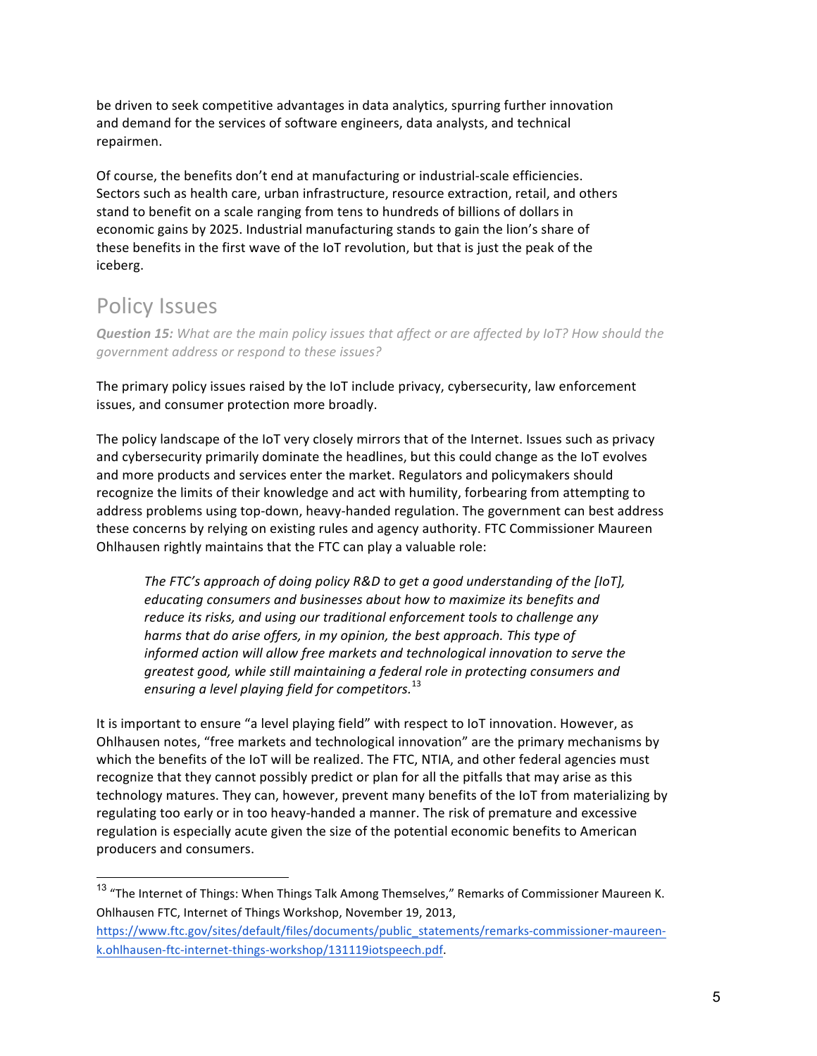be driven to seek competitive advantages in data analytics, spurring further innovation and demand for the services of software engineers, data analysts, and technical repairmen.

Of course, the benefits don't end at manufacturing or industrial-scale efficiencies. Sectors such as health care, urban infrastructure, resource extraction, retail, and others stand to benefit on a scale ranging from tens to hundreds of billions of dollars in economic gains by 2025. Industrial manufacturing stands to gain the lion's share of these benefits in the first wave of the IoT revolution, but that is just the peak of the iceberg.

## Policy Issues

***Question 15:*** *What are the main policy issues that affect or are affected by IoT? How should the government address or respond to these issues?*

The primary policy issues raised by the IoT include privacy, cybersecurity, law enforcement issues, and consumer protection more broadly.

The policy landscape of the IoT very closely mirrors that of the Internet. Issues such as privacy and cybersecurity primarily dominate the headlines, but this could change as the IoT evolves and more products and services enter the market. Regulators and policymakers should recognize the limits of their knowledge and act with humility, forbearing from attempting to address problems using top-down, heavy-handed regulation. The government can best address these concerns by relying on existing rules and agency authority. FTC Commissioner Maureen Ohlhausen rightly maintains that the FTC can play a valuable role:

> *The FTC's approach of doing policy R&D to get a good understanding of the [IoT], educating consumers and businesses about how to maximize its benefits and reduce its risks, and using our traditional enforcement tools to challenge any harms that do arise offers, in my opinion, the best approach. This type of informed action will allow free markets and technological innovation to serve the greatest good, while still maintaining a federal role in protecting consumers and ensuring a level playing field for competitors.*[13]

It is important to ensure "a level playing field" with respect to IoT innovation. However, as Ohlhausen notes, "free markets and technological innovation" are the primary mechanisms by which the benefits of the IoT will be realized. The FTC, NTIA, and other federal agencies must recognize that they cannot possibly predict or plan for all the pitfalls that may arise as this technology matures. They can, however, prevent many benefits of the IoT from materializing by regulating too early or in too heavy-handed a manner. The risk of premature and excessive regulation is especially acute given the size of the potential economic benefits to American producers and consumers.

---

[13] "The Internet of Things: When Things Talk Among Themselves," Remarks of Commissioner Maureen K. Ohlhausen FTC, Internet of Things Workshop, November 19, 2013, https://www.ftc.gov/sites/default/files/documents/public_statements/remarks-commissioner-maureen-k.ohlhausen-ftc-internet-things-workshop/131119iotspeech.pdf.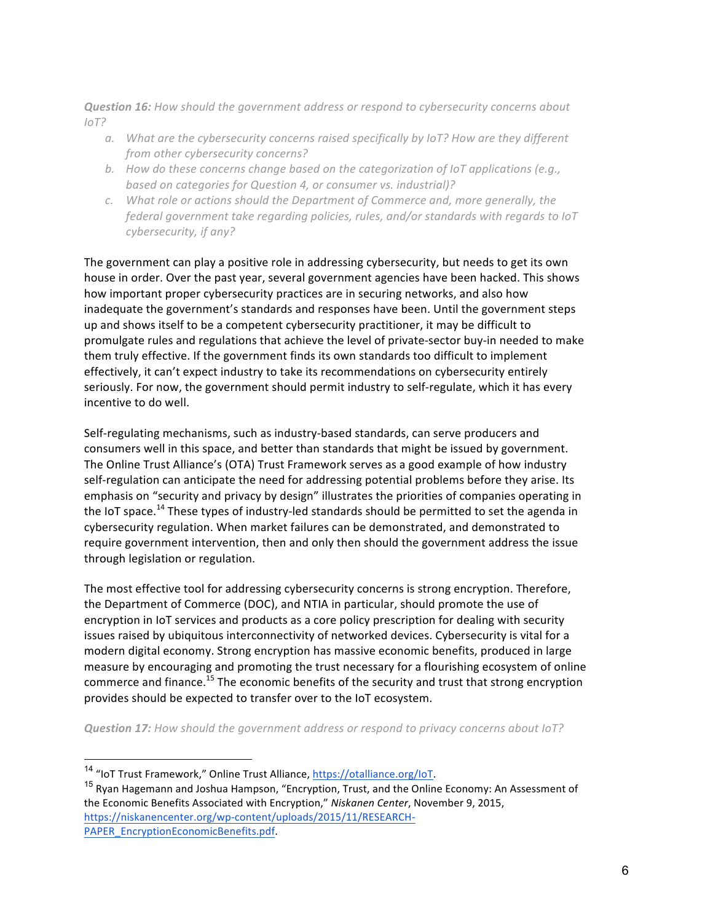***Question 16:*** *How should the government address or respond to cybersecurity concerns about IoT?*

*a. What are the cybersecurity concerns raised specifically by IoT? How are they different from other cybersecurity concerns?*

*b. How do these concerns change based on the categorization of IoT applications (e.g., based on categories for Question 4, or consumer vs. industrial)?*

*c. What role or actions should the Department of Commerce and, more generally, the federal government take regarding policies, rules, and/or standards with regards to IoT cybersecurity, if any?*

The government can play a positive role in addressing cybersecurity, but needs to get its own house in order. Over the past year, several government agencies have been hacked. This shows how important proper cybersecurity practices are in securing networks, and also how inadequate the government's standards and responses have been. Until the government steps up and shows itself to be a competent cybersecurity practitioner, it may be difficult to promulgate rules and regulations that achieve the level of private-sector buy-in needed to make them truly effective. If the government finds its own standards too difficult to implement effectively, it can't expect industry to take its recommendations on cybersecurity entirely seriously. For now, the government should permit industry to self-regulate, which it has every incentive to do well.

Self-regulating mechanisms, such as industry-based standards, can serve producers and consumers well in this space, and better than standards that might be issued by government. The Online Trust Alliance's (OTA) Trust Framework serves as a good example of how industry self-regulation can anticipate the need for addressing potential problems before they arise. Its emphasis on "security and privacy by design" illustrates the priorities of companies operating in the IoT space.[14] These types of industry-led standards should be permitted to set the agenda in cybersecurity regulation. When market failures can be demonstrated, and demonstrated to require government intervention, then and only then should the government address the issue through legislation or regulation.

The most effective tool for addressing cybersecurity concerns is strong encryption. Therefore, the Department of Commerce (DOC), and NTIA in particular, should promote the use of encryption in IoT services and products as a core policy prescription for dealing with security issues raised by ubiquitous interconnectivity of networked devices. Cybersecurity is vital for a modern digital economy. Strong encryption has massive economic benefits, produced in large measure by encouraging and promoting the trust necessary for a flourishing ecosystem of online commerce and finance.[15] The economic benefits of the security and trust that strong encryption provides should be expected to transfer over to the IoT ecosystem.

***Question 17:*** *How should the government address or respond to privacy concerns about IoT?*

---

[14] "IoT Trust Framework," Online Trust Alliance, https://otalliance.org/IoT.

[15] Ryan Hagemann and Joshua Hampson, "Encryption, Trust, and the Online Economy: An Assessment of the Economic Benefits Associated with Encryption," *Niskanen Center*, November 9, 2015, https://niskanencenter.org/wp-content/uploads/2015/11/RESEARCH-PAPER_EncryptionEconomicBenefits.pdf.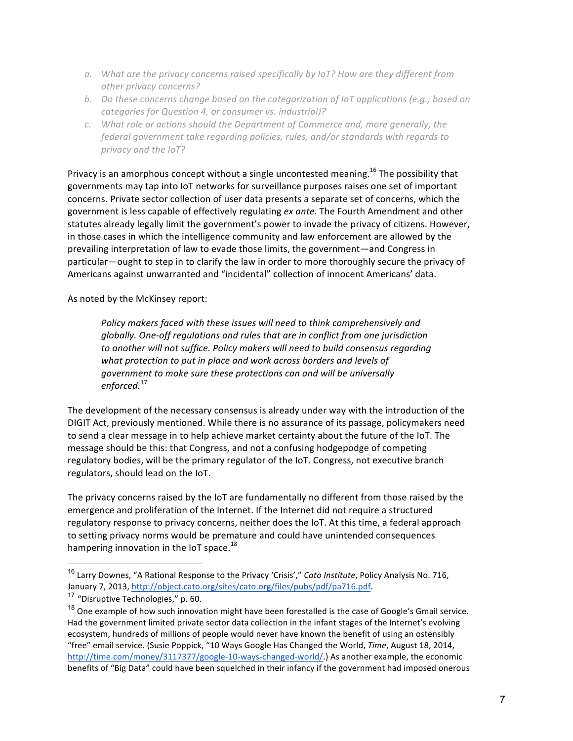*a. What are the privacy concerns raised specifically by IoT? How are they different from other privacy concerns?*

*b. Do these concerns change based on the categorization of IoT applications (e.g., based on categories for Question 4, or consumer vs. industrial)?*

*c. What role or actions should the Department of Commerce and, more generally, the federal government take regarding policies, rules, and/or standards with regards to privacy and the IoT?*

Privacy is an amorphous concept without a single uncontested meaning.[16] The possibility that governments may tap into IoT networks for surveillance purposes raises one set of important concerns. Private sector collection of user data presents a separate set of concerns, which the government is less capable of effectively regulating *ex ante*. The Fourth Amendment and other statutes already legally limit the government's power to invade the privacy of citizens. However, in those cases in which the intelligence community and law enforcement are allowed by the prevailing interpretation of law to evade those limits, the government—and Congress in particular—ought to step in to clarify the law in order to more thoroughly secure the privacy of Americans against unwarranted and "incidental" collection of innocent Americans' data.

As noted by the McKinsey report:

> *Policy makers faced with these issues will need to think comprehensively and globally. One-off regulations and rules that are in conflict from one jurisdiction to another will not suffice. Policy makers will need to build consensus regarding what protection to put in place and work across borders and levels of government to make sure these protections can and will be universally enforced.*[17]

The development of the necessary consensus is already under way with the introduction of the DIGIT Act, previously mentioned. While there is no assurance of its passage, policymakers need to send a clear message in to help achieve market certainty about the future of the IoT. The message should be this: that Congress, and not a confusing hodgepodge of competing regulatory bodies, will be the primary regulator of the IoT. Congress, not executive branch regulators, should lead on the IoT.

The privacy concerns raised by the IoT are fundamentally no different from those raised by the emergence and proliferation of the Internet. If the Internet did not require a structured regulatory response to privacy concerns, neither does the IoT. At this time, a federal approach to setting privacy norms would be premature and could have unintended consequences hampering innovation in the IoT space.[18]

---

[16] Larry Downes, "A Rational Response to the Privacy 'Crisis'," *Cato Institute*, Policy Analysis No. 716, January 7, 2013, http://object.cato.org/sites/cato.org/files/pubs/pdf/pa716.pdf.

[17] "Disruptive Technologies," p. 60.

[18] One example of how such innovation might have been forestalled is the case of Google's Gmail service. Had the government limited private sector data collection in the infant stages of the Internet's evolving ecosystem, hundreds of millions of people would never have known the benefit of using an ostensibly "free" email service. (Susie Poppick, "10 Ways Google Has Changed the World, *Time*, August 18, 2014, http://time.com/money/3117377/google-10-ways-changed-world/.) As another example, the economic benefits of "Big Data" could have been squelched in their infancy if the government had imposed onerous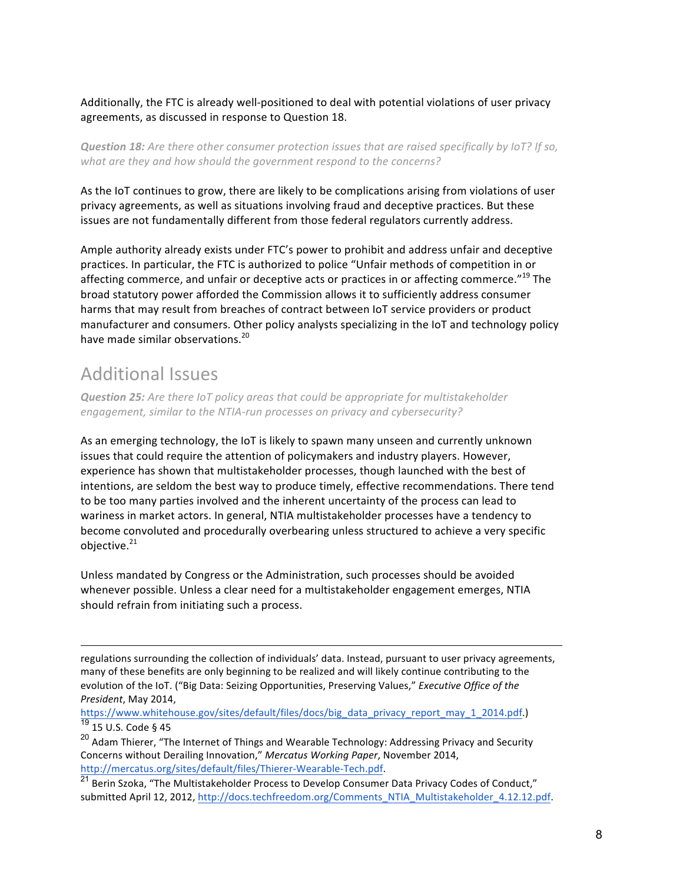Additionally, the FTC is already well-positioned to deal with potential violations of user privacy agreements, as discussed in response to Question 18.

***Question 18:*** *Are there other consumer protection issues that are raised specifically by IoT? If so, what are they and how should the government respond to the concerns?*

As the IoT continues to grow, there are likely to be complications arising from violations of user privacy agreements, as well as situations involving fraud and deceptive practices. But these issues are not fundamentally different from those federal regulators currently address.

Ample authority already exists under FTC's power to prohibit and address unfair and deceptive practices. In particular, the FTC is authorized to police "Unfair methods of competition in or affecting commerce, and unfair or deceptive acts or practices in or affecting commerce."[19] The broad statutory power afforded the Commission allows it to sufficiently address consumer harms that may result from breaches of contract between IoT service providers or product manufacturer and consumers. Other policy analysts specializing in the IoT and technology policy have made similar observations.[20]

## Additional Issues

***Question 25:*** *Are there IoT policy areas that could be appropriate for multistakeholder engagement, similar to the NTIA-run processes on privacy and cybersecurity?*

As an emerging technology, the IoT is likely to spawn many unseen and currently unknown issues that could require the attention of policymakers and industry players. However, experience has shown that multistakeholder processes, though launched with the best of intentions, are seldom the best way to produce timely, effective recommendations. There tend to be too many parties involved and the inherent uncertainty of the process can lead to wariness in market actors. In general, NTIA multistakeholder processes have a tendency to become convoluted and procedurally overbearing unless structured to achieve a very specific objective.[21]

Unless mandated by Congress or the Administration, such processes should be avoided whenever possible. Unless a clear need for a multistakeholder engagement emerges, NTIA should refrain from initiating such a process.

---

regulations surrounding the collection of individuals' data. Instead, pursuant to user privacy agreements, many of these benefits are only beginning to be realized and will likely continue contributing to the evolution of the IoT. ("Big Data: Seizing Opportunities, Preserving Values," *Executive Office of the President*, May 2014, https://www.whitehouse.gov/sites/default/files/docs/big_data_privacy_report_may_1_2014.pdf.)

[19] 15 U.S. Code § 45

[20] Adam Thierer, "The Internet of Things and Wearable Technology: Addressing Privacy and Security Concerns without Derailing Innovation," *Mercatus Working Paper*, November 2014, http://mercatus.org/sites/default/files/Thierer-Wearable-Tech.pdf.

[21] Berin Szoka, "The Multistakeholder Process to Develop Consumer Data Privacy Codes of Conduct," submitted April 12, 2012, http://docs.techfreedom.org/Comments_NTIA_Multistakeholder_4.12.12.pdf.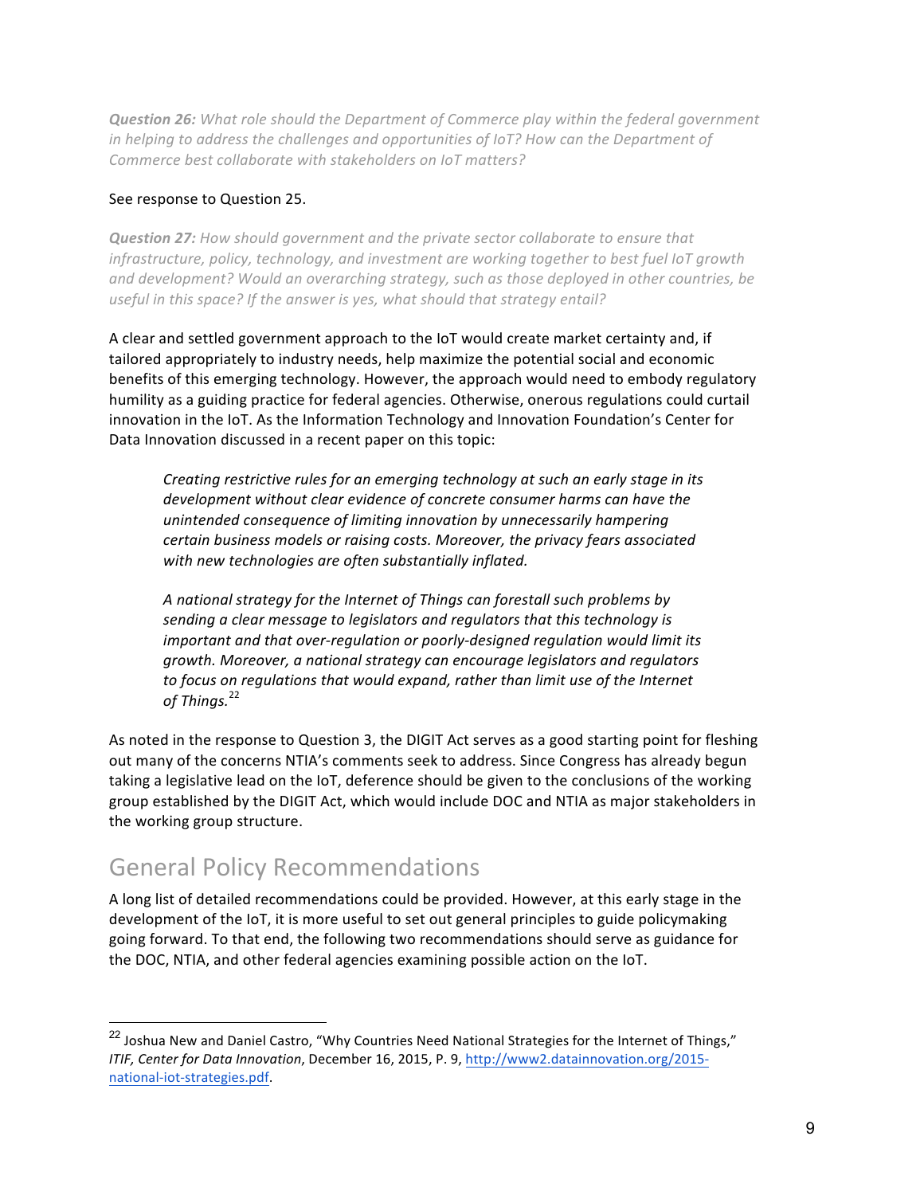***Question 26:*** *What role should the Department of Commerce play within the federal government in helping to address the challenges and opportunities of IoT? How can the Department of Commerce best collaborate with stakeholders on IoT matters?*

See response to Question 25.

***Question 27:*** *How should government and the private sector collaborate to ensure that infrastructure, policy, technology, and investment are working together to best fuel IoT growth and development? Would an overarching strategy, such as those deployed in other countries, be useful in this space? If the answer is yes, what should that strategy entail?*

A clear and settled government approach to the IoT would create market certainty and, if tailored appropriately to industry needs, help maximize the potential social and economic benefits of this emerging technology. However, the approach would need to embody regulatory humility as a guiding practice for federal agencies. Otherwise, onerous regulations could curtail innovation in the IoT. As the Information Technology and Innovation Foundation's Center for Data Innovation discussed in a recent paper on this topic:

> *Creating restrictive rules for an emerging technology at such an early stage in its development without clear evidence of concrete consumer harms can have the unintended consequence of limiting innovation by unnecessarily hampering certain business models or raising costs. Moreover, the privacy fears associated with new technologies are often substantially inflated.*
>
> *A national strategy for the Internet of Things can forestall such problems by sending a clear message to legislators and regulators that this technology is important and that over-regulation or poorly-designed regulation would limit its growth. Moreover, a national strategy can encourage legislators and regulators to focus on regulations that would expand, rather than limit use of the Internet of Things.*[22]

As noted in the response to Question 3, the DIGIT Act serves as a good starting point for fleshing out many of the concerns NTIA's comments seek to address. Since Congress has already begun taking a legislative lead on the IoT, deference should be given to the conclusions of the working group established by the DIGIT Act, which would include DOC and NTIA as major stakeholders in the working group structure.

## General Policy Recommendations

A long list of detailed recommendations could be provided. However, at this early stage in the development of the IoT, it is more useful to set out general principles to guide policymaking going forward. To that end, the following two recommendations should serve as guidance for the DOC, NTIA, and other federal agencies examining possible action on the IoT.

---

[22] Joshua New and Daniel Castro, "Why Countries Need National Strategies for the Internet of Things," *ITIF, Center for Data Innovation*, December 16, 2015, P. 9, http://www2.datainnovation.org/2015-national-iot-strategies.pdf.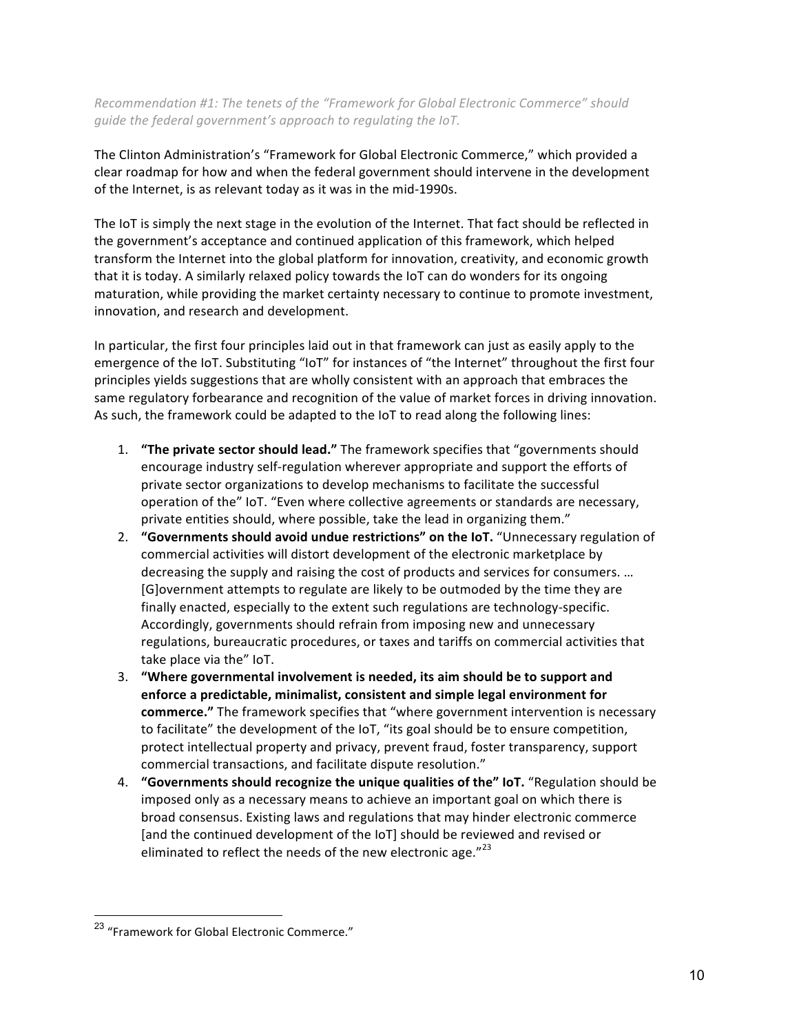*Recommendation #1: The tenets of the "Framework for Global Electronic Commerce" should guide the federal government's approach to regulating the IoT.*

The Clinton Administration's "Framework for Global Electronic Commerce," which provided a clear roadmap for how and when the federal government should intervene in the development of the Internet, is as relevant today as it was in the mid-1990s.

The IoT is simply the next stage in the evolution of the Internet. That fact should be reflected in the government's acceptance and continued application of this framework, which helped transform the Internet into the global platform for innovation, creativity, and economic growth that it is today. A similarly relaxed policy towards the IoT can do wonders for its ongoing maturation, while providing the market certainty necessary to continue to promote investment, innovation, and research and development.

In particular, the first four principles laid out in that framework can just as easily apply to the emergence of the IoT. Substituting "IoT" for instances of "the Internet" throughout the first four principles yields suggestions that are wholly consistent with an approach that embraces the same regulatory forbearance and recognition of the value of market forces in driving innovation. As such, the framework could be adapted to the IoT to read along the following lines:

1. **"The private sector should lead."** The framework specifies that "governments should encourage industry self-regulation wherever appropriate and support the efforts of private sector organizations to develop mechanisms to facilitate the successful operation of the" IoT. "Even where collective agreements or standards are necessary, private entities should, where possible, take the lead in organizing them."
2. **"Governments should avoid undue restrictions" on the IoT.** "Unnecessary regulation of commercial activities will distort development of the electronic marketplace by decreasing the supply and raising the cost of products and services for consumers. … [G]overnment attempts to regulate are likely to be outmoded by the time they are finally enacted, especially to the extent such regulations are technology-specific. Accordingly, governments should refrain from imposing new and unnecessary regulations, bureaucratic procedures, or taxes and tariffs on commercial activities that take place via the" IoT.
3. **"Where governmental involvement is needed, its aim should be to support and enforce a predictable, minimalist, consistent and simple legal environment for commerce."** The framework specifies that "where government intervention is necessary to facilitate" the development of the IoT, "its goal should be to ensure competition, protect intellectual property and privacy, prevent fraud, foster transparency, support commercial transactions, and facilitate dispute resolution."
4. **"Governments should recognize the unique qualities of the" IoT.** "Regulation should be imposed only as a necessary means to achieve an important goal on which there is broad consensus. Existing laws and regulations that may hinder electronic commerce [and the continued development of the IoT] should be reviewed and revised or eliminated to reflect the needs of the new electronic age."[23]

---

[23] "Framework for Global Electronic Commerce."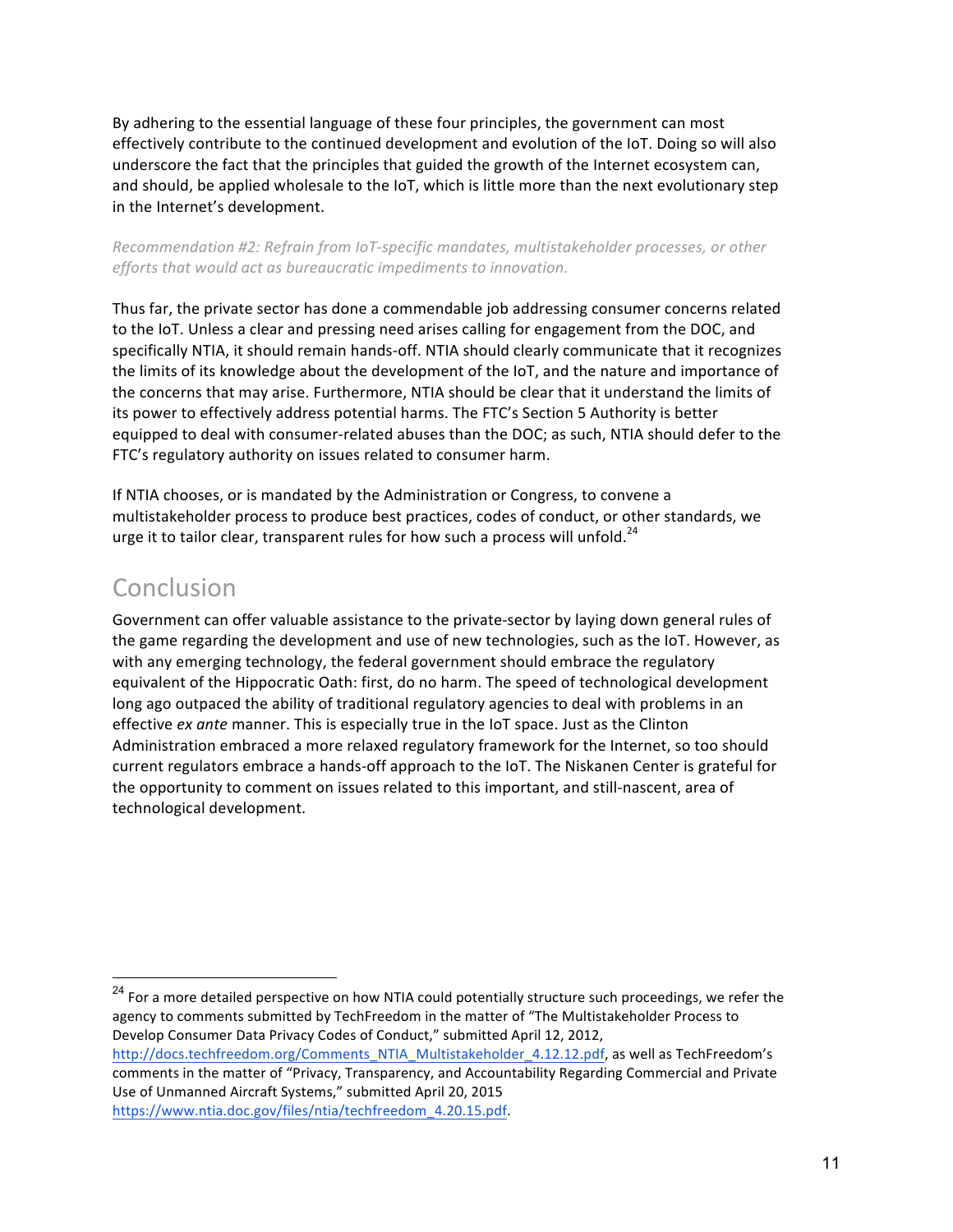By adhering to the essential language of these four principles, the government can most effectively contribute to the continued development and evolution of the IoT. Doing so will also underscore the fact that the principles that guided the growth of the Internet ecosystem can, and should, be applied wholesale to the IoT, which is little more than the next evolutionary step in the Internet's development.

*Recommendation #2: Refrain from IoT-specific mandates, multistakeholder processes, or other efforts that would act as bureaucratic impediments to innovation.*

Thus far, the private sector has done a commendable job addressing consumer concerns related to the IoT. Unless a clear and pressing need arises calling for engagement from the DOC, and specifically NTIA, it should remain hands-off. NTIA should clearly communicate that it recognizes the limits of its knowledge about the development of the IoT, and the nature and importance of the concerns that may arise. Furthermore, NTIA should be clear that it understand the limits of its power to effectively address potential harms. The FTC's Section 5 Authority is better equipped to deal with consumer-related abuses than the DOC; as such, NTIA should defer to the FTC's regulatory authority on issues related to consumer harm.

If NTIA chooses, or is mandated by the Administration or Congress, to convene a multistakeholder process to produce best practices, codes of conduct, or other standards, we urge it to tailor clear, transparent rules for how such a process will unfold.[24]

## Conclusion

Government can offer valuable assistance to the private-sector by laying down general rules of the game regarding the development and use of new technologies, such as the IoT. However, as with any emerging technology, the federal government should embrace the regulatory equivalent of the Hippocratic Oath: first, do no harm. The speed of technological development long ago outpaced the ability of traditional regulatory agencies to deal with problems in an effective *ex ante* manner. This is especially true in the IoT space. Just as the Clinton Administration embraced a more relaxed regulatory framework for the Internet, so too should current regulators embrace a hands-off approach to the IoT. The Niskanen Center is grateful for the opportunity to comment on issues related to this important, and still-nascent, area of technological development.

---

[24] For a more detailed perspective on how NTIA could potentially structure such proceedings, we refer the agency to comments submitted by TechFreedom in the matter of "The Multistakeholder Process to Develop Consumer Data Privacy Codes of Conduct," submitted April 12, 2012, http://docs.techfreedom.org/Comments_NTIA_Multistakeholder_4.12.12.pdf, as well as TechFreedom's comments in the matter of "Privacy, Transparency, and Accountability Regarding Commercial and Private Use of Unmanned Aircraft Systems," submitted April 20, 2015 https://www.ntia.doc.gov/files/ntia/techfreedom_4.20.15.pdf.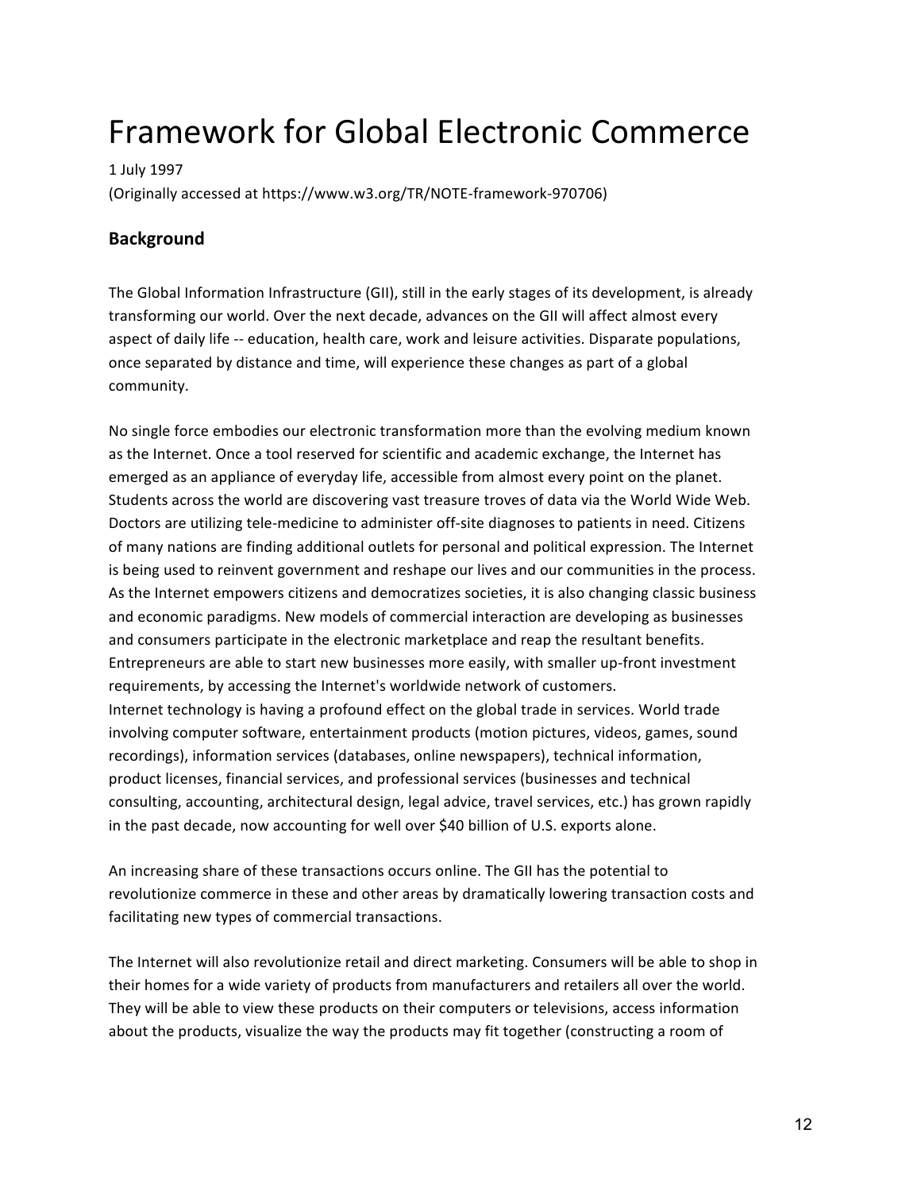# Framework for Global Electronic Commerce

1 July 1997

(Originally accessed at https://www.w3.org/TR/NOTE-framework-970706)

## Background

The Global Information Infrastructure (GII), still in the early stages of its development, is already transforming our world. Over the next decade, advances on the GII will affect almost every aspect of daily life -- education, health care, work and leisure activities. Disparate populations, once separated by distance and time, will experience these changes as part of a global community.

No single force embodies our electronic transformation more than the evolving medium known as the Internet. Once a tool reserved for scientific and academic exchange, the Internet has emerged as an appliance of everyday life, accessible from almost every point on the planet. Students across the world are discovering vast treasure troves of data via the World Wide Web. Doctors are utilizing tele-medicine to administer off-site diagnoses to patients in need. Citizens of many nations are finding additional outlets for personal and political expression. The Internet is being used to reinvent government and reshape our lives and our communities in the process. As the Internet empowers citizens and democratizes societies, it is also changing classic business and economic paradigms. New models of commercial interaction are developing as businesses and consumers participate in the electronic marketplace and reap the resultant benefits. Entrepreneurs are able to start new businesses more easily, with smaller up-front investment requirements, by accessing the Internet's worldwide network of customers.

Internet technology is having a profound effect on the global trade in services. World trade involving computer software, entertainment products (motion pictures, videos, games, sound recordings), information services (databases, online newspapers), technical information, product licenses, financial services, and professional services (businesses and technical consulting, accounting, architectural design, legal advice, travel services, etc.) has grown rapidly in the past decade, now accounting for well over $40 billion of U.S. exports alone.

An increasing share of these transactions occurs online. The GII has the potential to revolutionize commerce in these and other areas by dramatically lowering transaction costs and facilitating new types of commercial transactions.

The Internet will also revolutionize retail and direct marketing. Consumers will be able to shop in their homes for a wide variety of products from manufacturers and retailers all over the world. They will be able to view these products on their computers or televisions, access information about the products, visualize the way the products may fit together (constructing a room of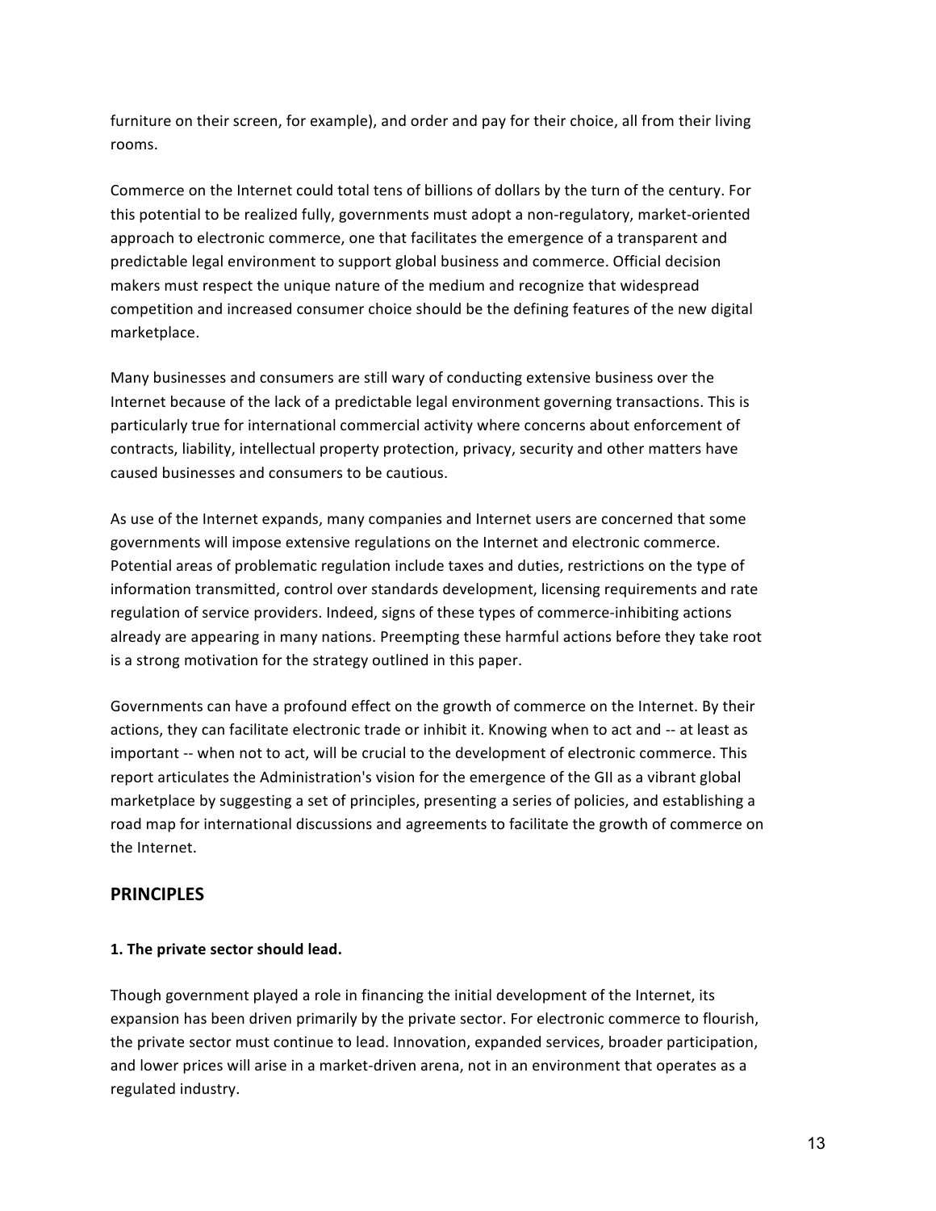furniture on their screen, for example), and order and pay for their choice, all from their living rooms.

Commerce on the Internet could total tens of billions of dollars by the turn of the century. For this potential to be realized fully, governments must adopt a non-regulatory, market-oriented approach to electronic commerce, one that facilitates the emergence of a transparent and predictable legal environment to support global business and commerce. Official decision makers must respect the unique nature of the medium and recognize that widespread competition and increased consumer choice should be the defining features of the new digital marketplace.

Many businesses and consumers are still wary of conducting extensive business over the Internet because of the lack of a predictable legal environment governing transactions. This is particularly true for international commercial activity where concerns about enforcement of contracts, liability, intellectual property protection, privacy, security and other matters have caused businesses and consumers to be cautious.

As use of the Internet expands, many companies and Internet users are concerned that some governments will impose extensive regulations on the Internet and electronic commerce. Potential areas of problematic regulation include taxes and duties, restrictions on the type of information transmitted, control over standards development, licensing requirements and rate regulation of service providers. Indeed, signs of these types of commerce-inhibiting actions already are appearing in many nations. Preempting these harmful actions before they take root is a strong motivation for the strategy outlined in this paper.

Governments can have a profound effect on the growth of commerce on the Internet. By their actions, they can facilitate electronic trade or inhibit it. Knowing when to act and -- at least as important -- when not to act, will be crucial to the development of electronic commerce. This report articulates the Administration's vision for the emergence of the GII as a vibrant global marketplace by suggesting a set of principles, presenting a series of policies, and establishing a road map for international discussions and agreements to facilitate the growth of commerce on the Internet.

## PRINCIPLES

**1. The private sector should lead.**

Though government played a role in financing the initial development of the Internet, its expansion has been driven primarily by the private sector. For electronic commerce to flourish, the private sector must continue to lead. Innovation, expanded services, broader participation, and lower prices will arise in a market-driven arena, not in an environment that operates as a regulated industry.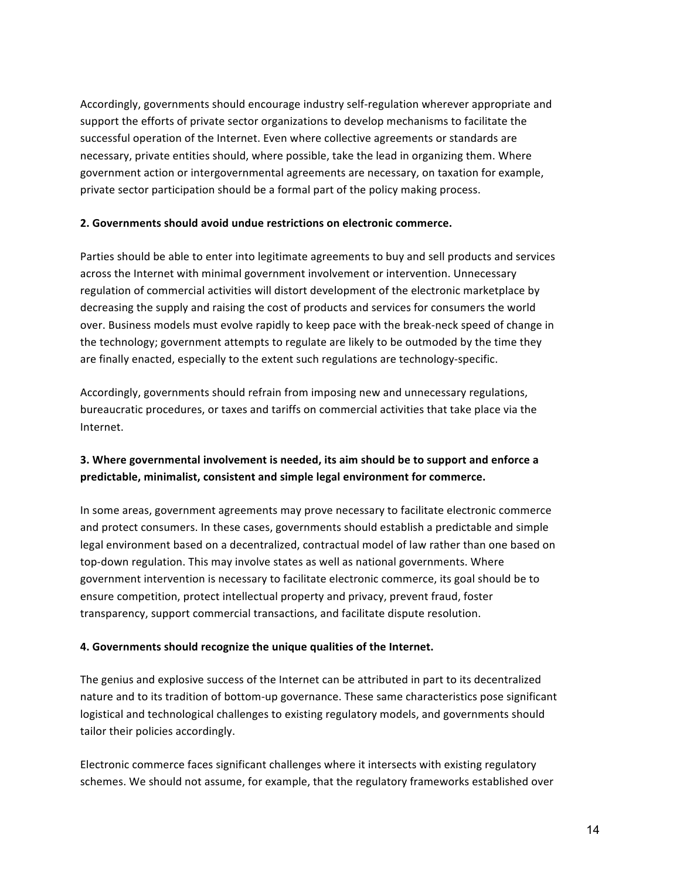Accordingly, governments should encourage industry self-regulation wherever appropriate and support the efforts of private sector organizations to develop mechanisms to facilitate the successful operation of the Internet. Even where collective agreements or standards are necessary, private entities should, where possible, take the lead in organizing them. Where government action or intergovernmental agreements are necessary, on taxation for example, private sector participation should be a formal part of the policy making process.

**2. Governments should avoid undue restrictions on electronic commerce.**

Parties should be able to enter into legitimate agreements to buy and sell products and services across the Internet with minimal government involvement or intervention. Unnecessary regulation of commercial activities will distort development of the electronic marketplace by decreasing the supply and raising the cost of products and services for consumers the world over. Business models must evolve rapidly to keep pace with the break-neck speed of change in the technology; government attempts to regulate are likely to be outmoded by the time they are finally enacted, especially to the extent such regulations are technology-specific.

Accordingly, governments should refrain from imposing new and unnecessary regulations, bureaucratic procedures, or taxes and tariffs on commercial activities that take place via the Internet.

**3. Where governmental involvement is needed, its aim should be to support and enforce a predictable, minimalist, consistent and simple legal environment for commerce.**

In some areas, government agreements may prove necessary to facilitate electronic commerce and protect consumers. In these cases, governments should establish a predictable and simple legal environment based on a decentralized, contractual model of law rather than one based on top-down regulation. This may involve states as well as national governments. Where government intervention is necessary to facilitate electronic commerce, its goal should be to ensure competition, protect intellectual property and privacy, prevent fraud, foster transparency, support commercial transactions, and facilitate dispute resolution.

**4. Governments should recognize the unique qualities of the Internet.**

The genius and explosive success of the Internet can be attributed in part to its decentralized nature and to its tradition of bottom-up governance. These same characteristics pose significant logistical and technological challenges to existing regulatory models, and governments should tailor their policies accordingly.

Electronic commerce faces significant challenges where it intersects with existing regulatory schemes. We should not assume, for example, that the regulatory frameworks established over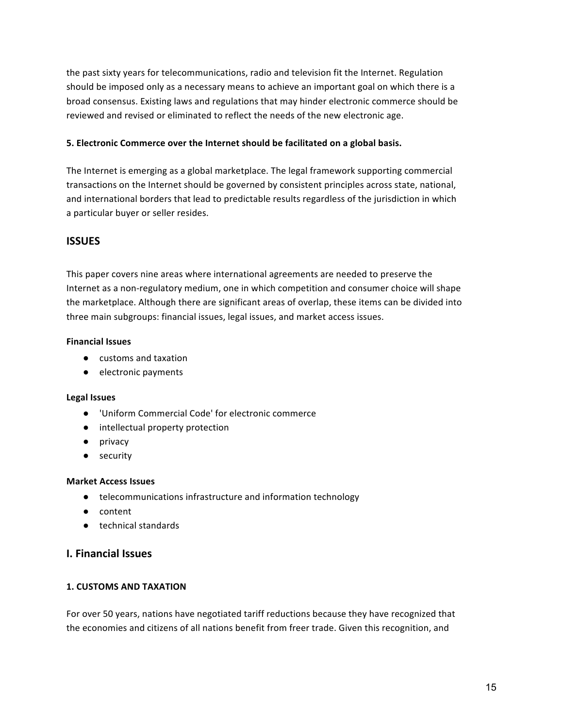the past sixty years for telecommunications, radio and television fit the Internet. Regulation should be imposed only as a necessary means to achieve an important goal on which there is a broad consensus. Existing laws and regulations that may hinder electronic commerce should be reviewed and revised or eliminated to reflect the needs of the new electronic age.

**5. Electronic Commerce over the Internet should be facilitated on a global basis.**

The Internet is emerging as a global marketplace. The legal framework supporting commercial transactions on the Internet should be governed by consistent principles across state, national, and international borders that lead to predictable results regardless of the jurisdiction in which a particular buyer or seller resides.

## ISSUES

This paper covers nine areas where international agreements are needed to preserve the Internet as a non-regulatory medium, one in which competition and consumer choice will shape the marketplace. Although there are significant areas of overlap, these items can be divided into three main subgroups: financial issues, legal issues, and market access issues.

**Financial Issues**

- customs and taxation
- electronic payments

**Legal Issues**

- 'Uniform Commercial Code' for electronic commerce
- intellectual property protection
- privacy
- security

**Market Access Issues**

- telecommunications infrastructure and information technology
- content
- technical standards

## I. Financial Issues

### 1. CUSTOMS AND TAXATION

For over 50 years, nations have negotiated tariff reductions because they have recognized that the economies and citizens of all nations benefit from freer trade. Given this recognition, and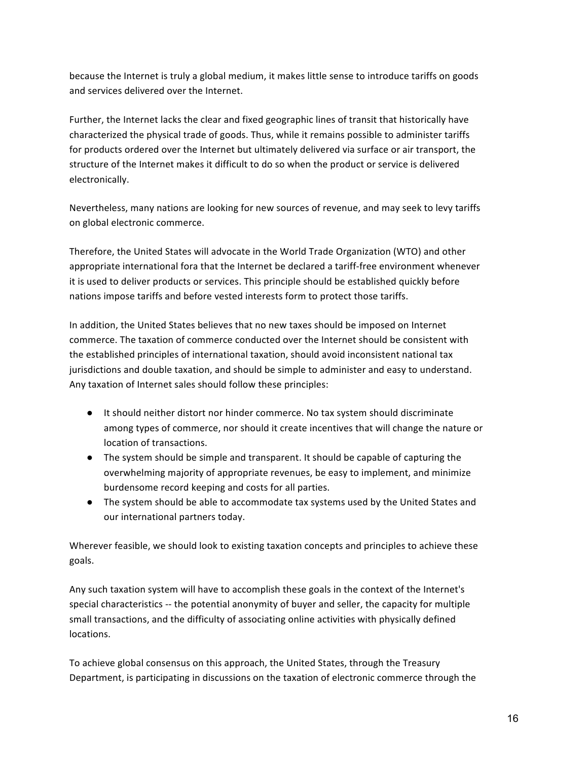because the Internet is truly a global medium, it makes little sense to introduce tariffs on goods and services delivered over the Internet.

Further, the Internet lacks the clear and fixed geographic lines of transit that historically have characterized the physical trade of goods. Thus, while it remains possible to administer tariffs for products ordered over the Internet but ultimately delivered via surface or air transport, the structure of the Internet makes it difficult to do so when the product or service is delivered electronically.

Nevertheless, many nations are looking for new sources of revenue, and may seek to levy tariffs on global electronic commerce.

Therefore, the United States will advocate in the World Trade Organization (WTO) and other appropriate international fora that the Internet be declared a tariff-free environment whenever it is used to deliver products or services. This principle should be established quickly before nations impose tariffs and before vested interests form to protect those tariffs.

In addition, the United States believes that no new taxes should be imposed on Internet commerce. The taxation of commerce conducted over the Internet should be consistent with the established principles of international taxation, should avoid inconsistent national tax jurisdictions and double taxation, and should be simple to administer and easy to understand. Any taxation of Internet sales should follow these principles:

- It should neither distort nor hinder commerce. No tax system should discriminate among types of commerce, nor should it create incentives that will change the nature or location of transactions.
- The system should be simple and transparent. It should be capable of capturing the overwhelming majority of appropriate revenues, be easy to implement, and minimize burdensome record keeping and costs for all parties.
- The system should be able to accommodate tax systems used by the United States and our international partners today.

Wherever feasible, we should look to existing taxation concepts and principles to achieve these goals.

Any such taxation system will have to accomplish these goals in the context of the Internet's special characteristics -- the potential anonymity of buyer and seller, the capacity for multiple small transactions, and the difficulty of associating online activities with physically defined locations.

To achieve global consensus on this approach, the United States, through the Treasury Department, is participating in discussions on the taxation of electronic commerce through the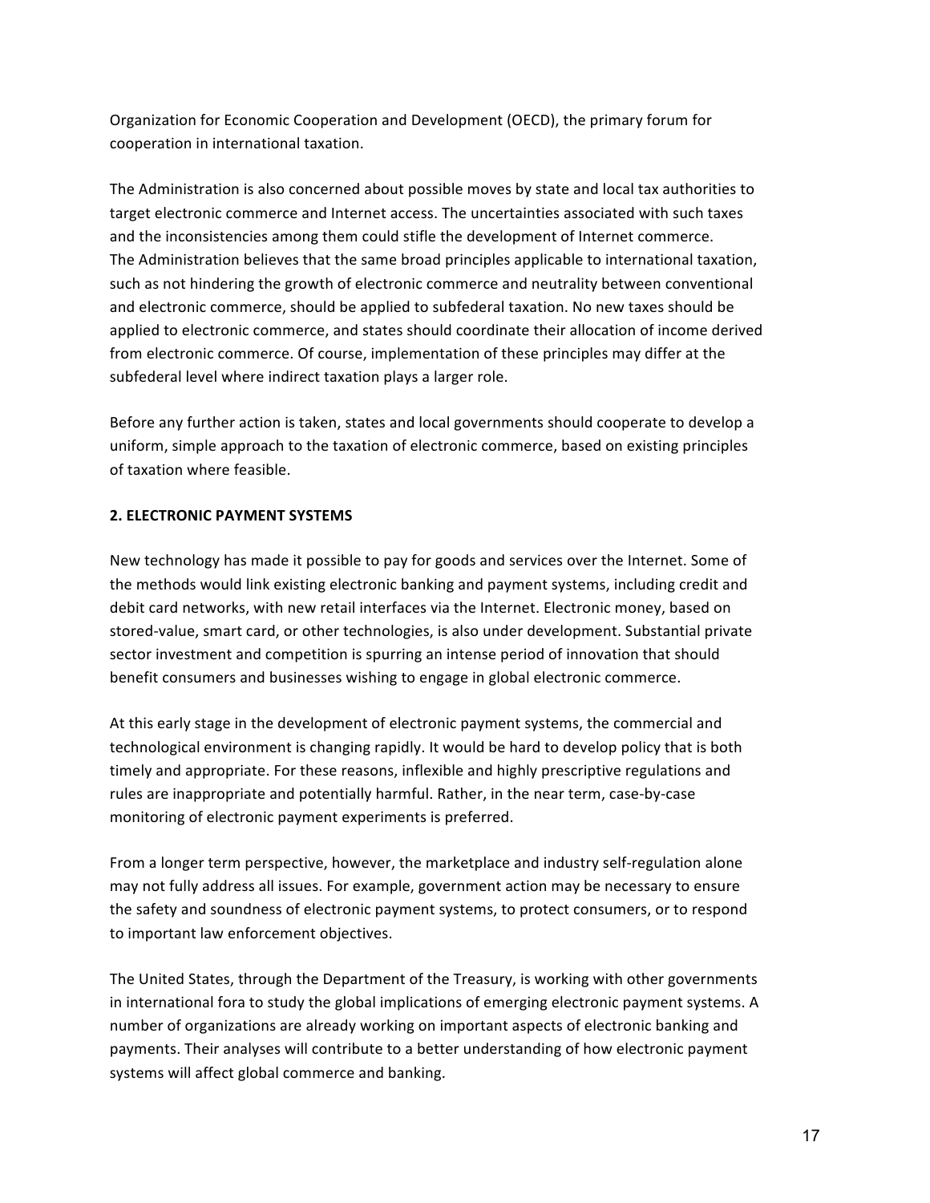Organization for Economic Cooperation and Development (OECD), the primary forum for cooperation in international taxation.

The Administration is also concerned about possible moves by state and local tax authorities to target electronic commerce and Internet access. The uncertainties associated with such taxes and the inconsistencies among them could stifle the development of Internet commerce. The Administration believes that the same broad principles applicable to international taxation, such as not hindering the growth of electronic commerce and neutrality between conventional and electronic commerce, should be applied to subfederal taxation. No new taxes should be applied to electronic commerce, and states should coordinate their allocation of income derived from electronic commerce. Of course, implementation of these principles may differ at the subfederal level where indirect taxation plays a larger role.

Before any further action is taken, states and local governments should cooperate to develop a uniform, simple approach to the taxation of electronic commerce, based on existing principles of taxation where feasible.

**2. ELECTRONIC PAYMENT SYSTEMS**

New technology has made it possible to pay for goods and services over the Internet. Some of the methods would link existing electronic banking and payment systems, including credit and debit card networks, with new retail interfaces via the Internet. Electronic money, based on stored-value, smart card, or other technologies, is also under development. Substantial private sector investment and competition is spurring an intense period of innovation that should benefit consumers and businesses wishing to engage in global electronic commerce.

At this early stage in the development of electronic payment systems, the commercial and technological environment is changing rapidly. It would be hard to develop policy that is both timely and appropriate. For these reasons, inflexible and highly prescriptive regulations and rules are inappropriate and potentially harmful. Rather, in the near term, case-by-case monitoring of electronic payment experiments is preferred.

From a longer term perspective, however, the marketplace and industry self-regulation alone may not fully address all issues. For example, government action may be necessary to ensure the safety and soundness of electronic payment systems, to protect consumers, or to respond to important law enforcement objectives.

The United States, through the Department of the Treasury, is working with other governments in international fora to study the global implications of emerging electronic payment systems. A number of organizations are already working on important aspects of electronic banking and payments. Their analyses will contribute to a better understanding of how electronic payment systems will affect global commerce and banking.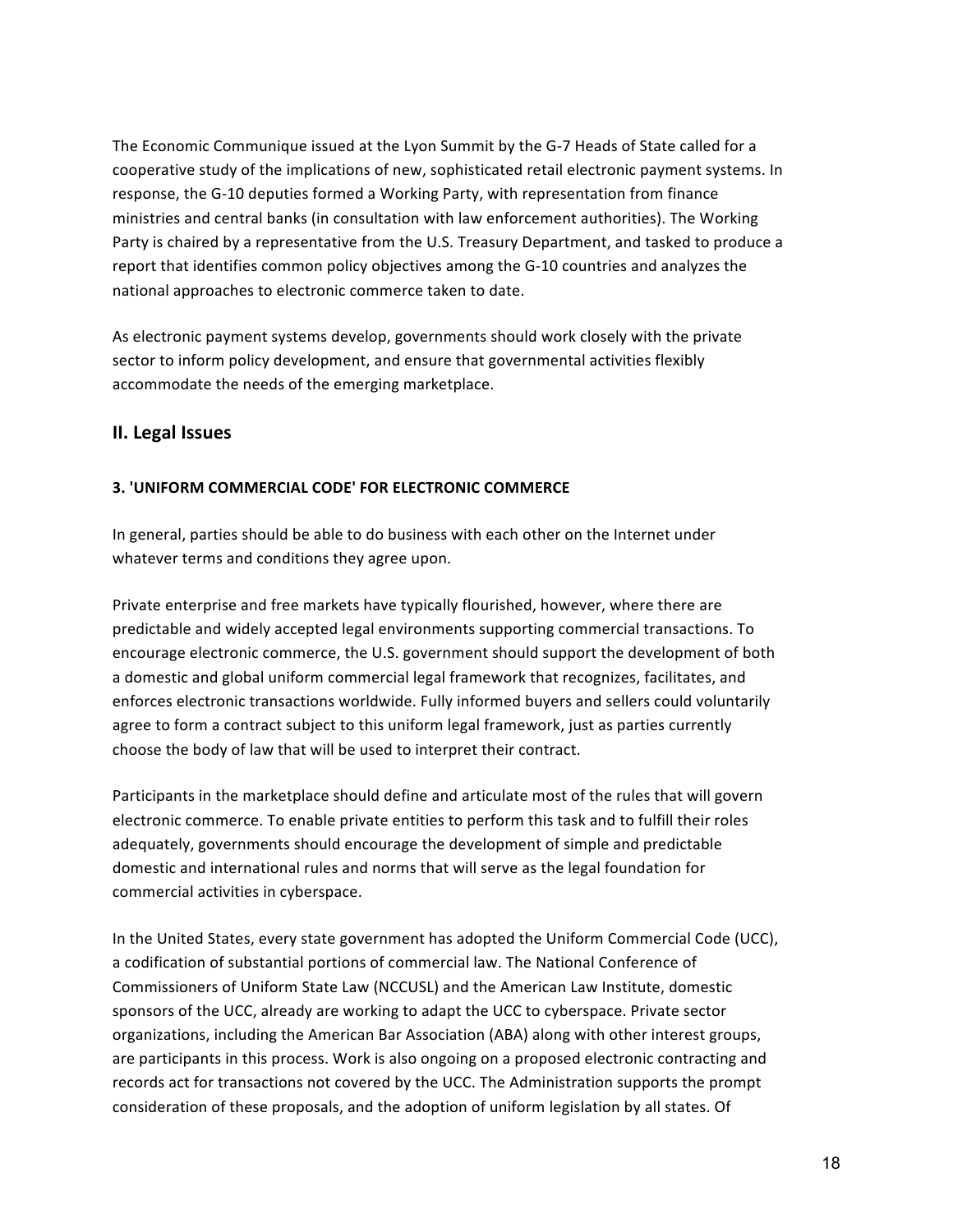The Economic Communique issued at the Lyon Summit by the G-7 Heads of State called for a cooperative study of the implications of new, sophisticated retail electronic payment systems. In response, the G-10 deputies formed a Working Party, with representation from finance ministries and central banks (in consultation with law enforcement authorities). The Working Party is chaired by a representative from the U.S. Treasury Department, and tasked to produce a report that identifies common policy objectives among the G-10 countries and analyzes the national approaches to electronic commerce taken to date.

As electronic payment systems develop, governments should work closely with the private sector to inform policy development, and ensure that governmental activities flexibly accommodate the needs of the emerging marketplace.

## II. Legal Issues

#### 3. 'UNIFORM COMMERCIAL CODE' FOR ELECTRONIC COMMERCE

In general, parties should be able to do business with each other on the Internet under whatever terms and conditions they agree upon.

Private enterprise and free markets have typically flourished, however, where there are predictable and widely accepted legal environments supporting commercial transactions. To encourage electronic commerce, the U.S. government should support the development of both a domestic and global uniform commercial legal framework that recognizes, facilitates, and enforces electronic transactions worldwide. Fully informed buyers and sellers could voluntarily agree to form a contract subject to this uniform legal framework, just as parties currently choose the body of law that will be used to interpret their contract.

Participants in the marketplace should define and articulate most of the rules that will govern electronic commerce. To enable private entities to perform this task and to fulfill their roles adequately, governments should encourage the development of simple and predictable domestic and international rules and norms that will serve as the legal foundation for commercial activities in cyberspace.

In the United States, every state government has adopted the Uniform Commercial Code (UCC), a codification of substantial portions of commercial law. The National Conference of Commissioners of Uniform State Law (NCCUSL) and the American Law Institute, domestic sponsors of the UCC, already are working to adapt the UCC to cyberspace. Private sector organizations, including the American Bar Association (ABA) along with other interest groups, are participants in this process. Work is also ongoing on a proposed electronic contracting and records act for transactions not covered by the UCC. The Administration supports the prompt consideration of these proposals, and the adoption of uniform legislation by all states. Of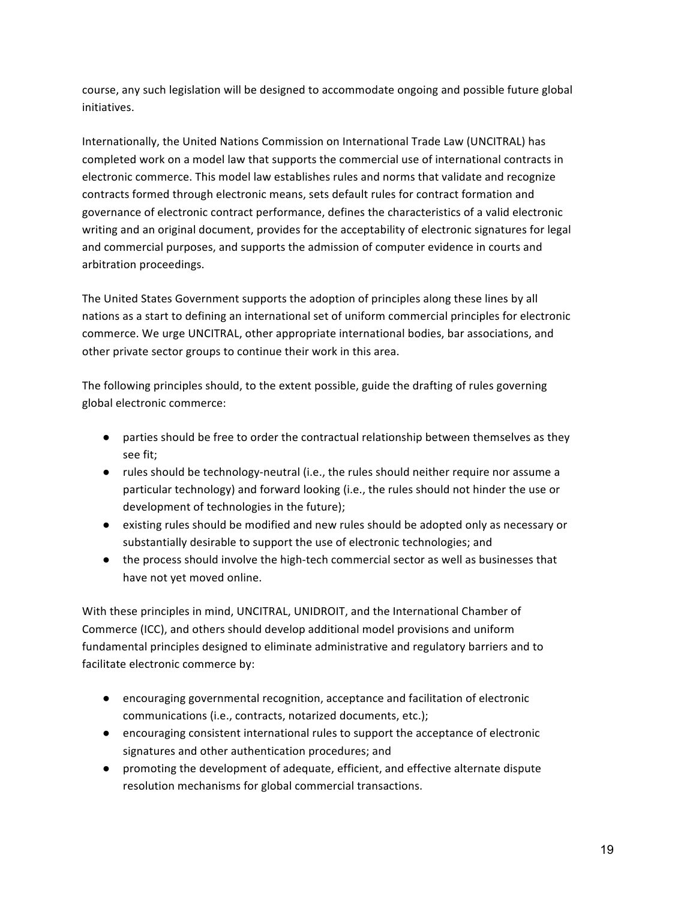course, any such legislation will be designed to accommodate ongoing and possible future global initiatives.

Internationally, the United Nations Commission on International Trade Law (UNCITRAL) has completed work on a model law that supports the commercial use of international contracts in electronic commerce. This model law establishes rules and norms that validate and recognize contracts formed through electronic means, sets default rules for contract formation and governance of electronic contract performance, defines the characteristics of a valid electronic writing and an original document, provides for the acceptability of electronic signatures for legal and commercial purposes, and supports the admission of computer evidence in courts and arbitration proceedings.

The United States Government supports the adoption of principles along these lines by all nations as a start to defining an international set of uniform commercial principles for electronic commerce. We urge UNCITRAL, other appropriate international bodies, bar associations, and other private sector groups to continue their work in this area.

The following principles should, to the extent possible, guide the drafting of rules governing global electronic commerce:

- parties should be free to order the contractual relationship between themselves as they see fit;
- rules should be technology-neutral (i.e., the rules should neither require nor assume a particular technology) and forward looking (i.e., the rules should not hinder the use or development of technologies in the future);
- existing rules should be modified and new rules should be adopted only as necessary or substantially desirable to support the use of electronic technologies; and
- the process should involve the high-tech commercial sector as well as businesses that have not yet moved online.

With these principles in mind, UNCITRAL, UNIDROIT, and the International Chamber of Commerce (ICC), and others should develop additional model provisions and uniform fundamental principles designed to eliminate administrative and regulatory barriers and to facilitate electronic commerce by:

- encouraging governmental recognition, acceptance and facilitation of electronic communications (i.e., contracts, notarized documents, etc.);
- encouraging consistent international rules to support the acceptance of electronic signatures and other authentication procedures; and
- promoting the development of adequate, efficient, and effective alternate dispute resolution mechanisms for global commercial transactions.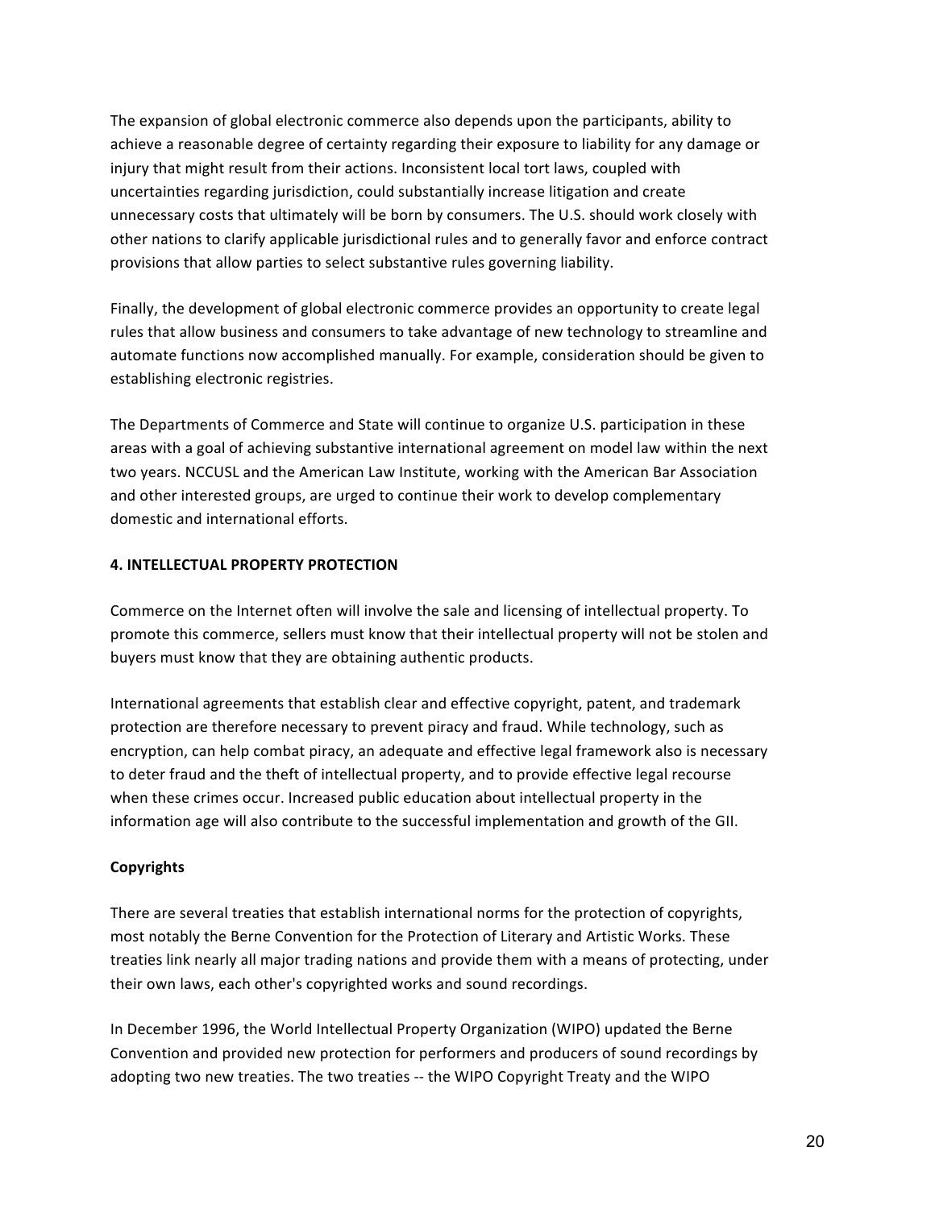The expansion of global electronic commerce also depends upon the participants, ability to achieve a reasonable degree of certainty regarding their exposure to liability for any damage or injury that might result from their actions. Inconsistent local tort laws, coupled with uncertainties regarding jurisdiction, could substantially increase litigation and create unnecessary costs that ultimately will be born by consumers. The U.S. should work closely with other nations to clarify applicable jurisdictional rules and to generally favor and enforce contract provisions that allow parties to select substantive rules governing liability.

Finally, the development of global electronic commerce provides an opportunity to create legal rules that allow business and consumers to take advantage of new technology to streamline and automate functions now accomplished manually. For example, consideration should be given to establishing electronic registries.

The Departments of Commerce and State will continue to organize U.S. participation in these areas with a goal of achieving substantive international agreement on model law within the next two years. NCCUSL and the American Law Institute, working with the American Bar Association and other interested groups, are urged to continue their work to develop complementary domestic and international efforts.

## 4. INTELLECTUAL PROPERTY PROTECTION

Commerce on the Internet often will involve the sale and licensing of intellectual property. To promote this commerce, sellers must know that their intellectual property will not be stolen and buyers must know that they are obtaining authentic products.

International agreements that establish clear and effective copyright, patent, and trademark protection are therefore necessary to prevent piracy and fraud. While technology, such as encryption, can help combat piracy, an adequate and effective legal framework also is necessary to deter fraud and the theft of intellectual property, and to provide effective legal recourse when these crimes occur. Increased public education about intellectual property in the information age will also contribute to the successful implementation and growth of the GII.

### Copyrights

There are several treaties that establish international norms for the protection of copyrights, most notably the Berne Convention for the Protection of Literary and Artistic Works. These treaties link nearly all major trading nations and provide them with a means of protecting, under their own laws, each other's copyrighted works and sound recordings.

In December 1996, the World Intellectual Property Organization (WIPO) updated the Berne Convention and provided new protection for performers and producers of sound recordings by adopting two new treaties. The two treaties -- the WIPO Copyright Treaty and the WIPO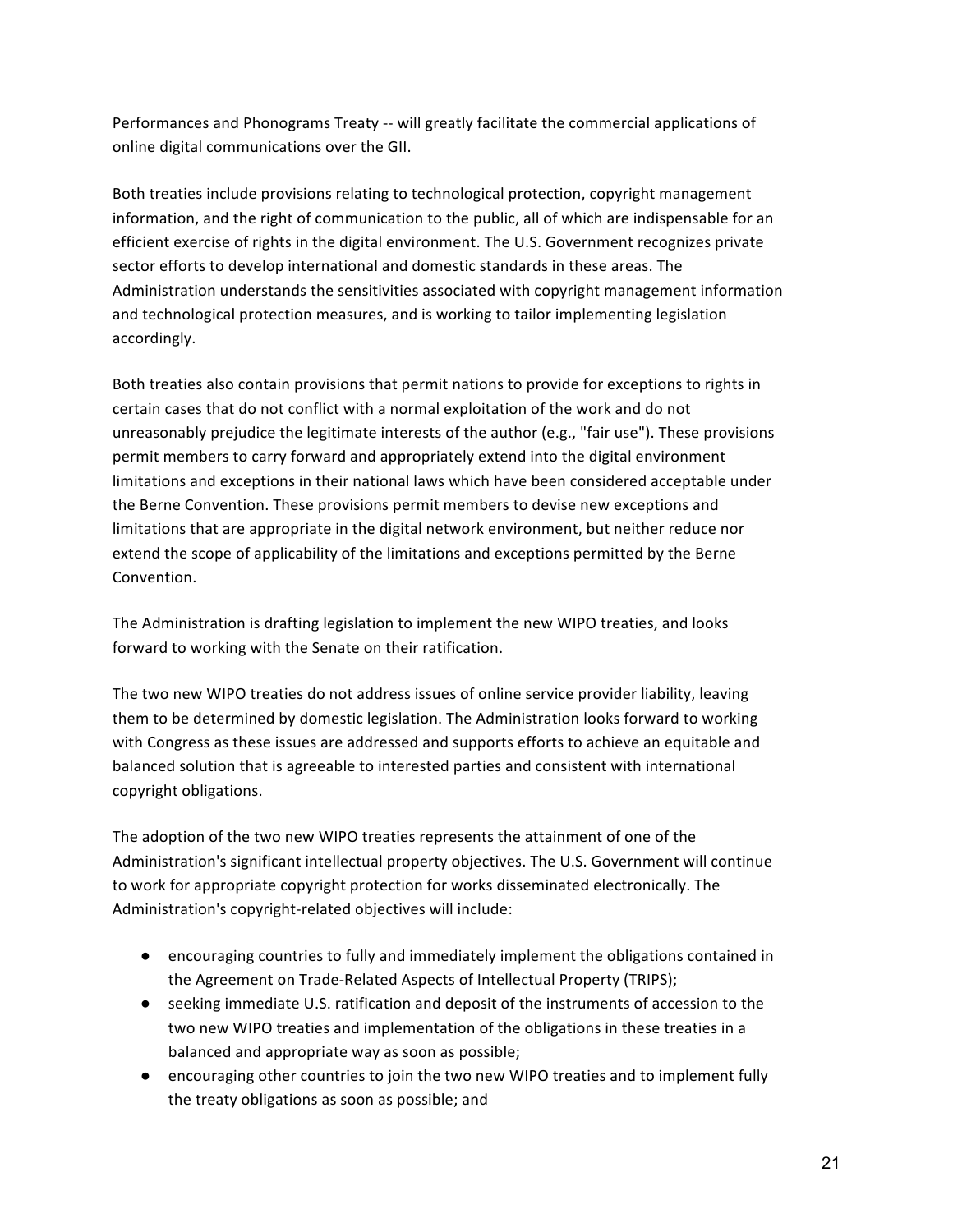Performances and Phonograms Treaty -- will greatly facilitate the commercial applications of online digital communications over the GII.

Both treaties include provisions relating to technological protection, copyright management information, and the right of communication to the public, all of which are indispensable for an efficient exercise of rights in the digital environment. The U.S. Government recognizes private sector efforts to develop international and domestic standards in these areas. The Administration understands the sensitivities associated with copyright management information and technological protection measures, and is working to tailor implementing legislation accordingly.

Both treaties also contain provisions that permit nations to provide for exceptions to rights in certain cases that do not conflict with a normal exploitation of the work and do not unreasonably prejudice the legitimate interests of the author (e.g., "fair use"). These provisions permit members to carry forward and appropriately extend into the digital environment limitations and exceptions in their national laws which have been considered acceptable under the Berne Convention. These provisions permit members to devise new exceptions and limitations that are appropriate in the digital network environment, but neither reduce nor extend the scope of applicability of the limitations and exceptions permitted by the Berne Convention.

The Administration is drafting legislation to implement the new WIPO treaties, and looks forward to working with the Senate on their ratification.

The two new WIPO treaties do not address issues of online service provider liability, leaving them to be determined by domestic legislation. The Administration looks forward to working with Congress as these issues are addressed and supports efforts to achieve an equitable and balanced solution that is agreeable to interested parties and consistent with international copyright obligations.

The adoption of the two new WIPO treaties represents the attainment of one of the Administration's significant intellectual property objectives. The U.S. Government will continue to work for appropriate copyright protection for works disseminated electronically. The Administration's copyright-related objectives will include:

- encouraging countries to fully and immediately implement the obligations contained in the Agreement on Trade-Related Aspects of Intellectual Property (TRIPS);
- seeking immediate U.S. ratification and deposit of the instruments of accession to the two new WIPO treaties and implementation of the obligations in these treaties in a balanced and appropriate way as soon as possible;
- encouraging other countries to join the two new WIPO treaties and to implement fully the treaty obligations as soon as possible; and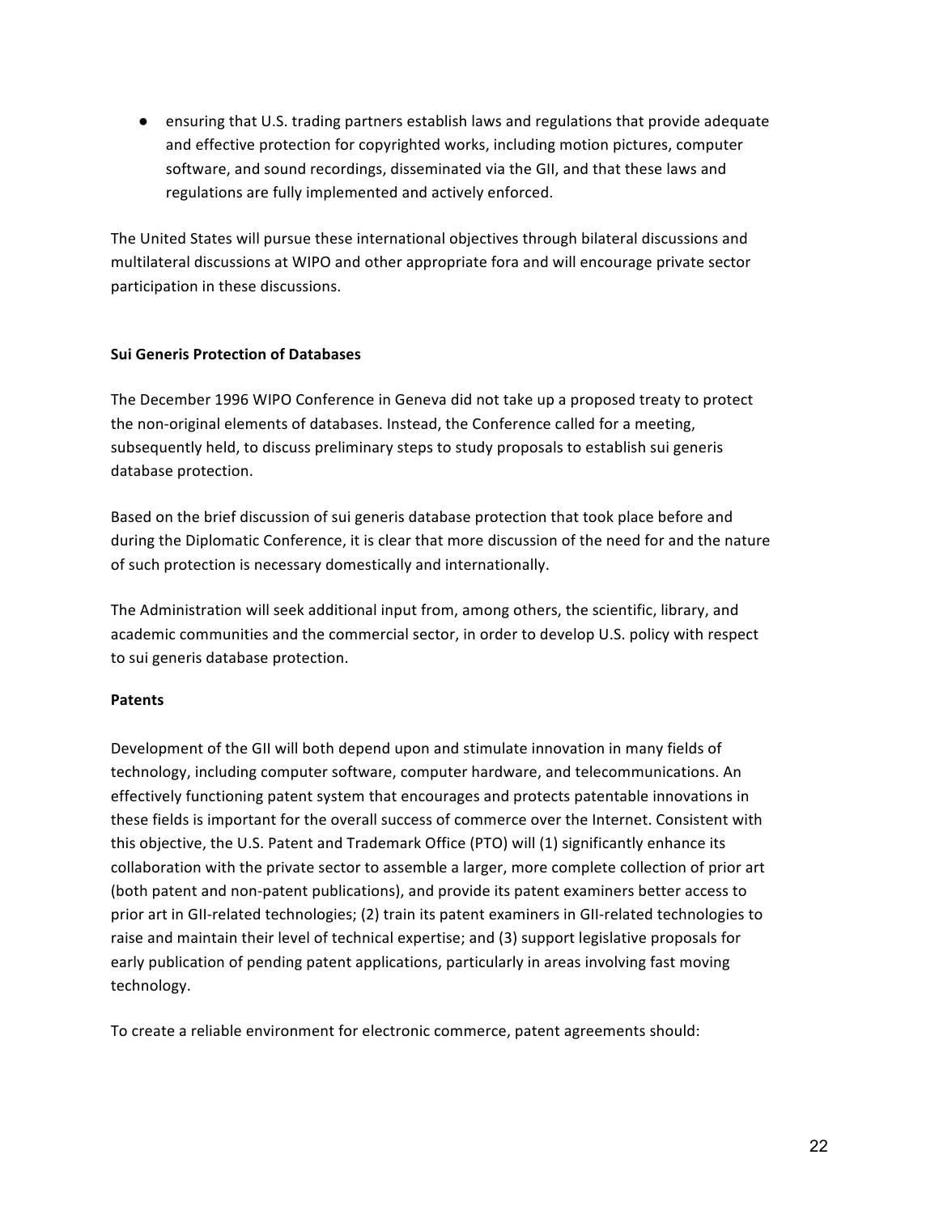- ensuring that U.S. trading partners establish laws and regulations that provide adequate and effective protection for copyrighted works, including motion pictures, computer software, and sound recordings, disseminated via the GII, and that these laws and regulations are fully implemented and actively enforced.

The United States will pursue these international objectives through bilateral discussions and multilateral discussions at WIPO and other appropriate fora and will encourage private sector participation in these discussions.

**Sui Generis Protection of Databases**

The December 1996 WIPO Conference in Geneva did not take up a proposed treaty to protect the non-original elements of databases. Instead, the Conference called for a meeting, subsequently held, to discuss preliminary steps to study proposals to establish sui generis database protection.

Based on the brief discussion of sui generis database protection that took place before and during the Diplomatic Conference, it is clear that more discussion of the need for and the nature of such protection is necessary domestically and internationally.

The Administration will seek additional input from, among others, the scientific, library, and academic communities and the commercial sector, in order to develop U.S. policy with respect to sui generis database protection.

**Patents**

Development of the GII will both depend upon and stimulate innovation in many fields of technology, including computer software, computer hardware, and telecommunications. An effectively functioning patent system that encourages and protects patentable innovations in these fields is important for the overall success of commerce over the Internet. Consistent with this objective, the U.S. Patent and Trademark Office (PTO) will (1) significantly enhance its collaboration with the private sector to assemble a larger, more complete collection of prior art (both patent and non-patent publications), and provide its patent examiners better access to prior art in GII-related technologies; (2) train its patent examiners in GII-related technologies to raise and maintain their level of technical expertise; and (3) support legislative proposals for early publication of pending patent applications, particularly in areas involving fast moving technology.

To create a reliable environment for electronic commerce, patent agreements should: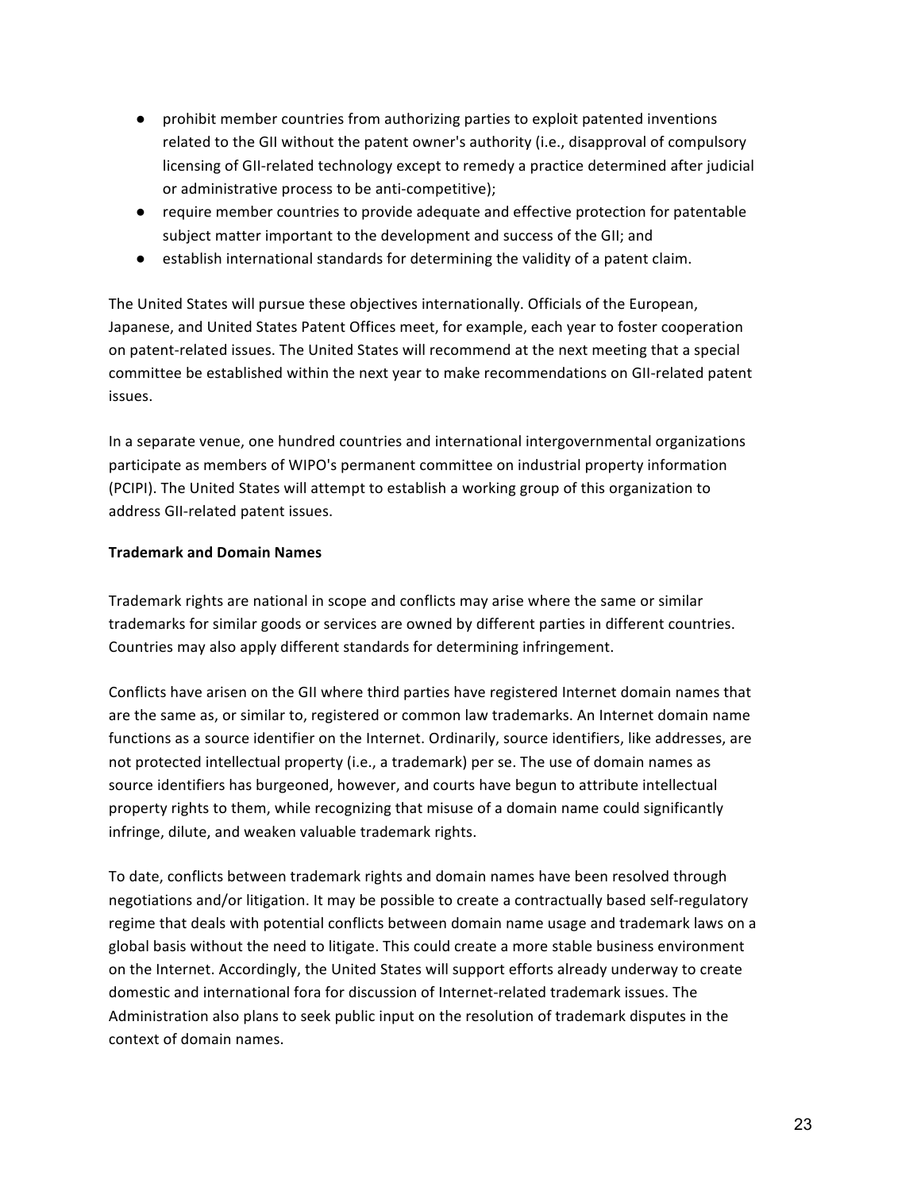- prohibit member countries from authorizing parties to exploit patented inventions related to the GII without the patent owner's authority (i.e., disapproval of compulsory licensing of GII-related technology except to remedy a practice determined after judicial or administrative process to be anti-competitive);
- require member countries to provide adequate and effective protection for patentable subject matter important to the development and success of the GII; and
- establish international standards for determining the validity of a patent claim.

The United States will pursue these objectives internationally. Officials of the European, Japanese, and United States Patent Offices meet, for example, each year to foster cooperation on patent-related issues. The United States will recommend at the next meeting that a special committee be established within the next year to make recommendations on GII-related patent issues.

In a separate venue, one hundred countries and international intergovernmental organizations participate as members of WIPO's permanent committee on industrial property information (PCIPI). The United States will attempt to establish a working group of this organization to address GII-related patent issues.

**Trademark and Domain Names**

Trademark rights are national in scope and conflicts may arise where the same or similar trademarks for similar goods or services are owned by different parties in different countries. Countries may also apply different standards for determining infringement.

Conflicts have arisen on the GII where third parties have registered Internet domain names that are the same as, or similar to, registered or common law trademarks. An Internet domain name functions as a source identifier on the Internet. Ordinarily, source identifiers, like addresses, are not protected intellectual property (i.e., a trademark) per se. The use of domain names as source identifiers has burgeoned, however, and courts have begun to attribute intellectual property rights to them, while recognizing that misuse of a domain name could significantly infringe, dilute, and weaken valuable trademark rights.

To date, conflicts between trademark rights and domain names have been resolved through negotiations and/or litigation. It may be possible to create a contractually based self-regulatory regime that deals with potential conflicts between domain name usage and trademark laws on a global basis without the need to litigate. This could create a more stable business environment on the Internet. Accordingly, the United States will support efforts already underway to create domestic and international fora for discussion of Internet-related trademark issues. The Administration also plans to seek public input on the resolution of trademark disputes in the context of domain names.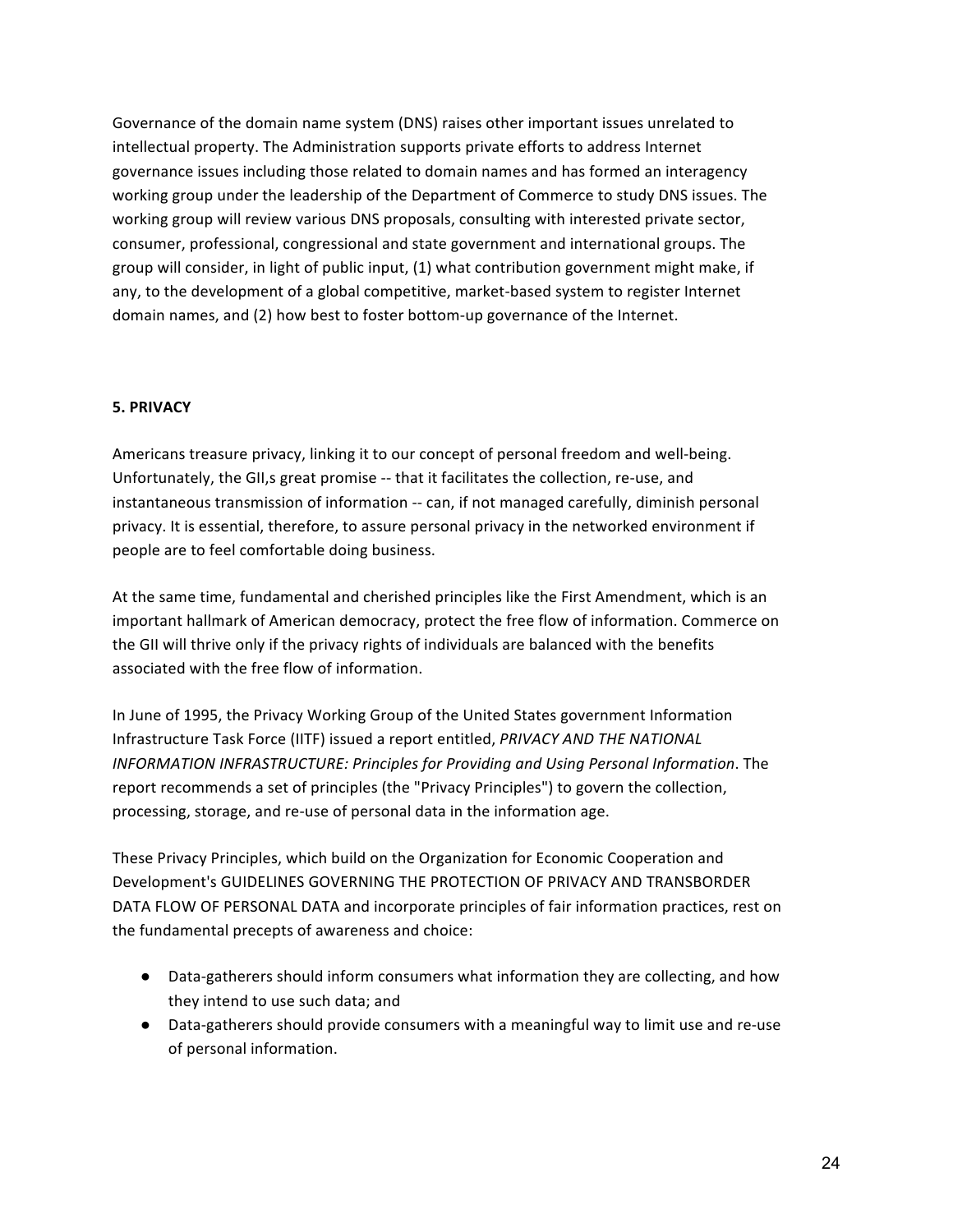Governance of the domain name system (DNS) raises other important issues unrelated to intellectual property. The Administration supports private efforts to address Internet governance issues including those related to domain names and has formed an interagency working group under the leadership of the Department of Commerce to study DNS issues. The working group will review various DNS proposals, consulting with interested private sector, consumer, professional, congressional and state government and international groups. The group will consider, in light of public input, (1) what contribution government might make, if any, to the development of a global competitive, market-based system to register Internet domain names, and (2) how best to foster bottom-up governance of the Internet.

### 5. PRIVACY

Americans treasure privacy, linking it to our concept of personal freedom and well-being. Unfortunately, the GII,s great promise -- that it facilitates the collection, re-use, and instantaneous transmission of information -- can, if not managed carefully, diminish personal privacy. It is essential, therefore, to assure personal privacy in the networked environment if people are to feel comfortable doing business.

At the same time, fundamental and cherished principles like the First Amendment, which is an important hallmark of American democracy, protect the free flow of information. Commerce on the GII will thrive only if the privacy rights of individuals are balanced with the benefits associated with the free flow of information.

In June of 1995, the Privacy Working Group of the United States government Information Infrastructure Task Force (IITF) issued a report entitled, *PRIVACY AND THE NATIONAL INFORMATION INFRASTRUCTURE: Principles for Providing and Using Personal Information*. The report recommends a set of principles (the "Privacy Principles") to govern the collection, processing, storage, and re-use of personal data in the information age.

These Privacy Principles, which build on the Organization for Economic Cooperation and Development's GUIDELINES GOVERNING THE PROTECTION OF PRIVACY AND TRANSBORDER DATA FLOW OF PERSONAL DATA and incorporate principles of fair information practices, rest on the fundamental precepts of awareness and choice:

- Data-gatherers should inform consumers what information they are collecting, and how they intend to use such data; and
- Data-gatherers should provide consumers with a meaningful way to limit use and re-use of personal information.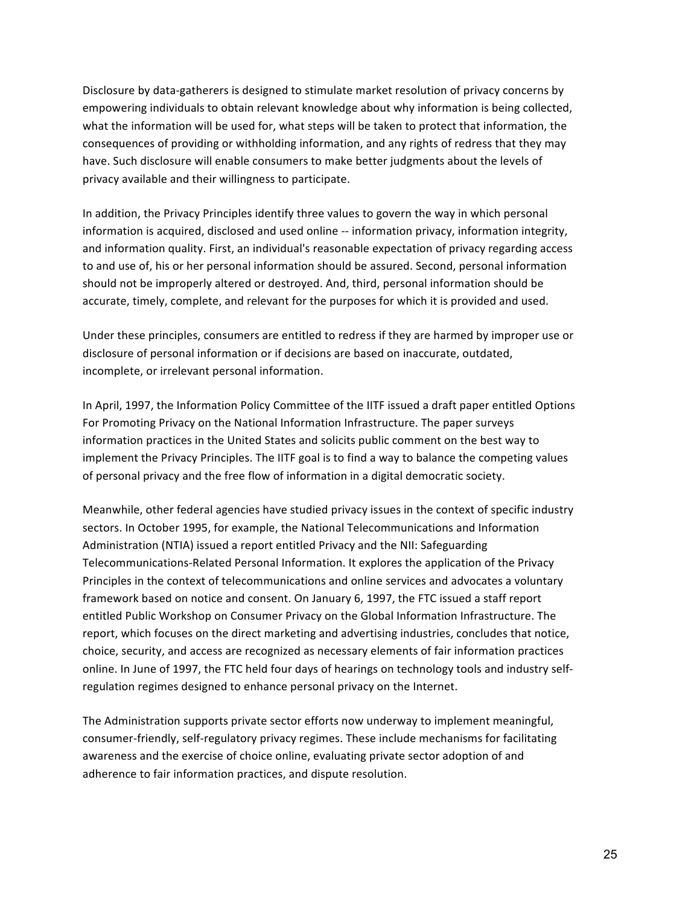Disclosure by data-gatherers is designed to stimulate market resolution of privacy concerns by empowering individuals to obtain relevant knowledge about why information is being collected, what the information will be used for, what steps will be taken to protect that information, the consequences of providing or withholding information, and any rights of redress that they may have. Such disclosure will enable consumers to make better judgments about the levels of privacy available and their willingness to participate.

In addition, the Privacy Principles identify three values to govern the way in which personal information is acquired, disclosed and used online -- information privacy, information integrity, and information quality. First, an individual's reasonable expectation of privacy regarding access to and use of, his or her personal information should be assured. Second, personal information should not be improperly altered or destroyed. And, third, personal information should be accurate, timely, complete, and relevant for the purposes for which it is provided and used.

Under these principles, consumers are entitled to redress if they are harmed by improper use or disclosure of personal information or if decisions are based on inaccurate, outdated, incomplete, or irrelevant personal information.

In April, 1997, the Information Policy Committee of the IITF issued a draft paper entitled Options For Promoting Privacy on the National Information Infrastructure. The paper surveys information practices in the United States and solicits public comment on the best way to implement the Privacy Principles. The IITF goal is to find a way to balance the competing values of personal privacy and the free flow of information in a digital democratic society.

Meanwhile, other federal agencies have studied privacy issues in the context of specific industry sectors. In October 1995, for example, the National Telecommunications and Information Administration (NTIA) issued a report entitled Privacy and the NII: Safeguarding Telecommunications-Related Personal Information. It explores the application of the Privacy Principles in the context of telecommunications and online services and advocates a voluntary framework based on notice and consent. On January 6, 1997, the FTC issued a staff report entitled Public Workshop on Consumer Privacy on the Global Information Infrastructure. The report, which focuses on the direct marketing and advertising industries, concludes that notice, choice, security, and access are recognized as necessary elements of fair information practices online. In June of 1997, the FTC held four days of hearings on technology tools and industry self-regulation regimes designed to enhance personal privacy on the Internet.

The Administration supports private sector efforts now underway to implement meaningful, consumer-friendly, self-regulatory privacy regimes. These include mechanisms for facilitating awareness and the exercise of choice online, evaluating private sector adoption of and adherence to fair information practices, and dispute resolution.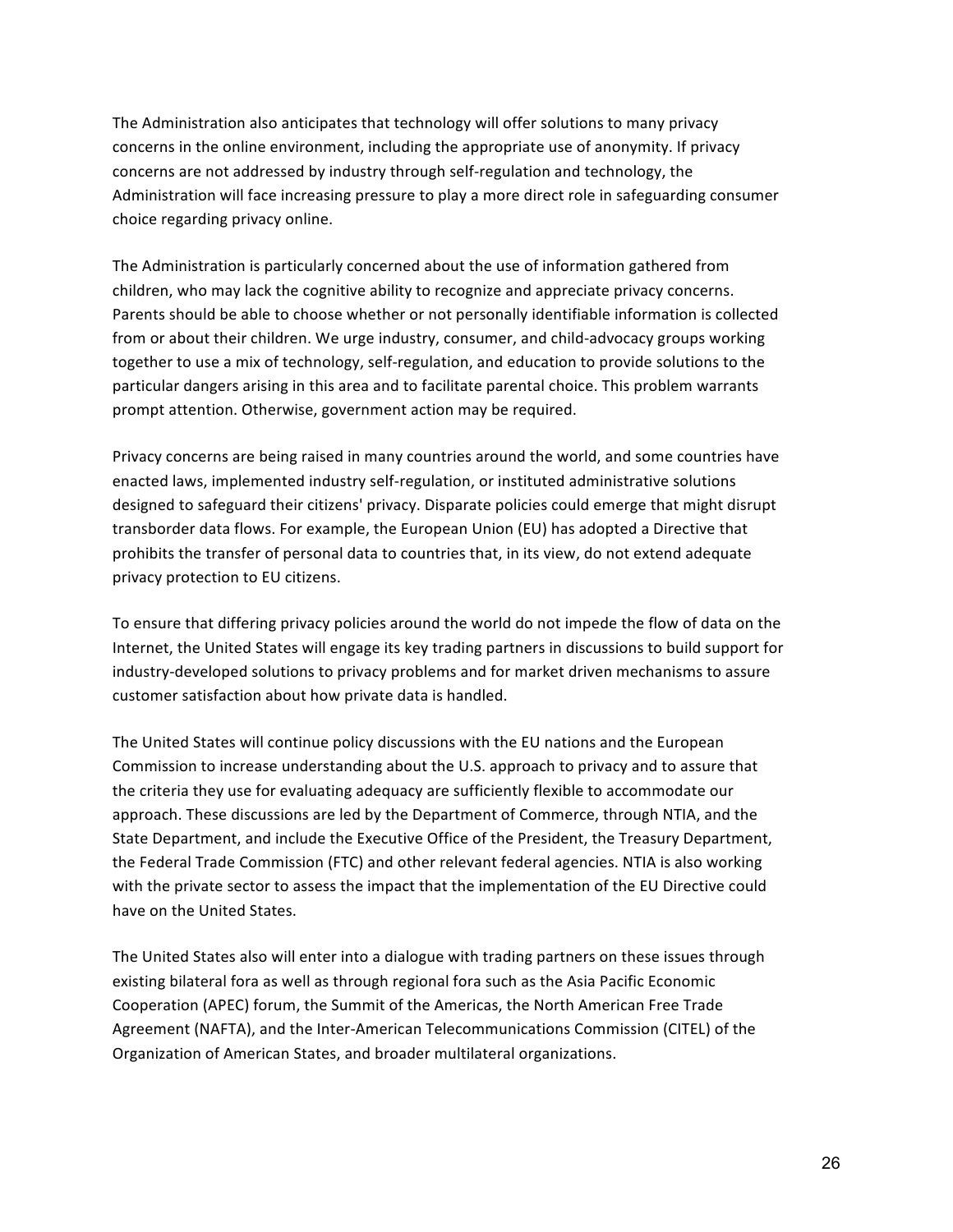The Administration also anticipates that technology will offer solutions to many privacy concerns in the online environment, including the appropriate use of anonymity. If privacy concerns are not addressed by industry through self-regulation and technology, the Administration will face increasing pressure to play a more direct role in safeguarding consumer choice regarding privacy online.

The Administration is particularly concerned about the use of information gathered from children, who may lack the cognitive ability to recognize and appreciate privacy concerns. Parents should be able to choose whether or not personally identifiable information is collected from or about their children. We urge industry, consumer, and child-advocacy groups working together to use a mix of technology, self-regulation, and education to provide solutions to the particular dangers arising in this area and to facilitate parental choice. This problem warrants prompt attention. Otherwise, government action may be required.

Privacy concerns are being raised in many countries around the world, and some countries have enacted laws, implemented industry self-regulation, or instituted administrative solutions designed to safeguard their citizens' privacy. Disparate policies could emerge that might disrupt transborder data flows. For example, the European Union (EU) has adopted a Directive that prohibits the transfer of personal data to countries that, in its view, do not extend adequate privacy protection to EU citizens.

To ensure that differing privacy policies around the world do not impede the flow of data on the Internet, the United States will engage its key trading partners in discussions to build support for industry-developed solutions to privacy problems and for market driven mechanisms to assure customer satisfaction about how private data is handled.

The United States will continue policy discussions with the EU nations and the European Commission to increase understanding about the U.S. approach to privacy and to assure that the criteria they use for evaluating adequacy are sufficiently flexible to accommodate our approach. These discussions are led by the Department of Commerce, through NTIA, and the State Department, and include the Executive Office of the President, the Treasury Department, the Federal Trade Commission (FTC) and other relevant federal agencies. NTIA is also working with the private sector to assess the impact that the implementation of the EU Directive could have on the United States.

The United States also will enter into a dialogue with trading partners on these issues through existing bilateral fora as well as through regional fora such as the Asia Pacific Economic Cooperation (APEC) forum, the Summit of the Americas, the North American Free Trade Agreement (NAFTA), and the Inter-American Telecommunications Commission (CITEL) of the Organization of American States, and broader multilateral organizations.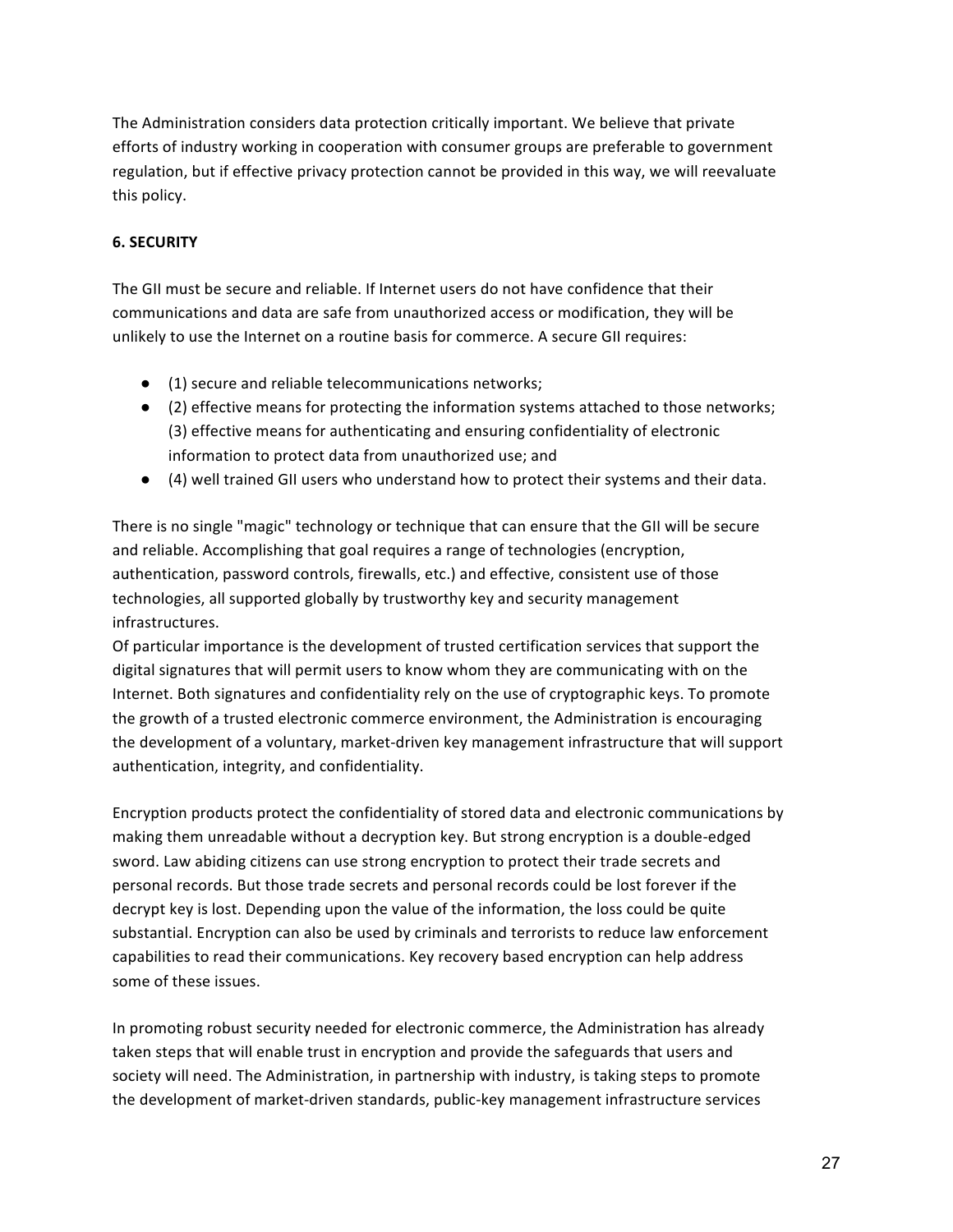The Administration considers data protection critically important. We believe that private efforts of industry working in cooperation with consumer groups are preferable to government regulation, but if effective privacy protection cannot be provided in this way, we will reevaluate this policy.

**6. SECURITY**

The GII must be secure and reliable. If Internet users do not have confidence that their communications and data are safe from unauthorized access or modification, they will be unlikely to use the Internet on a routine basis for commerce. A secure GII requires:

- (1) secure and reliable telecommunications networks;
- (2) effective means for protecting the information systems attached to those networks; (3) effective means for authenticating and ensuring confidentiality of electronic information to protect data from unauthorized use; and
- (4) well trained GII users who understand how to protect their systems and their data.

There is no single "magic" technology or technique that can ensure that the GII will be secure and reliable. Accomplishing that goal requires a range of technologies (encryption, authentication, password controls, firewalls, etc.) and effective, consistent use of those technologies, all supported globally by trustworthy key and security management infrastructures.

Of particular importance is the development of trusted certification services that support the digital signatures that will permit users to know whom they are communicating with on the Internet. Both signatures and confidentiality rely on the use of cryptographic keys. To promote the growth of a trusted electronic commerce environment, the Administration is encouraging the development of a voluntary, market-driven key management infrastructure that will support authentication, integrity, and confidentiality.

Encryption products protect the confidentiality of stored data and electronic communications by making them unreadable without a decryption key. But strong encryption is a double-edged sword. Law abiding citizens can use strong encryption to protect their trade secrets and personal records. But those trade secrets and personal records could be lost forever if the decrypt key is lost. Depending upon the value of the information, the loss could be quite substantial. Encryption can also be used by criminals and terrorists to reduce law enforcement capabilities to read their communications. Key recovery based encryption can help address some of these issues.

In promoting robust security needed for electronic commerce, the Administration has already taken steps that will enable trust in encryption and provide the safeguards that users and society will need. The Administration, in partnership with industry, is taking steps to promote the development of market-driven standards, public-key management infrastructure services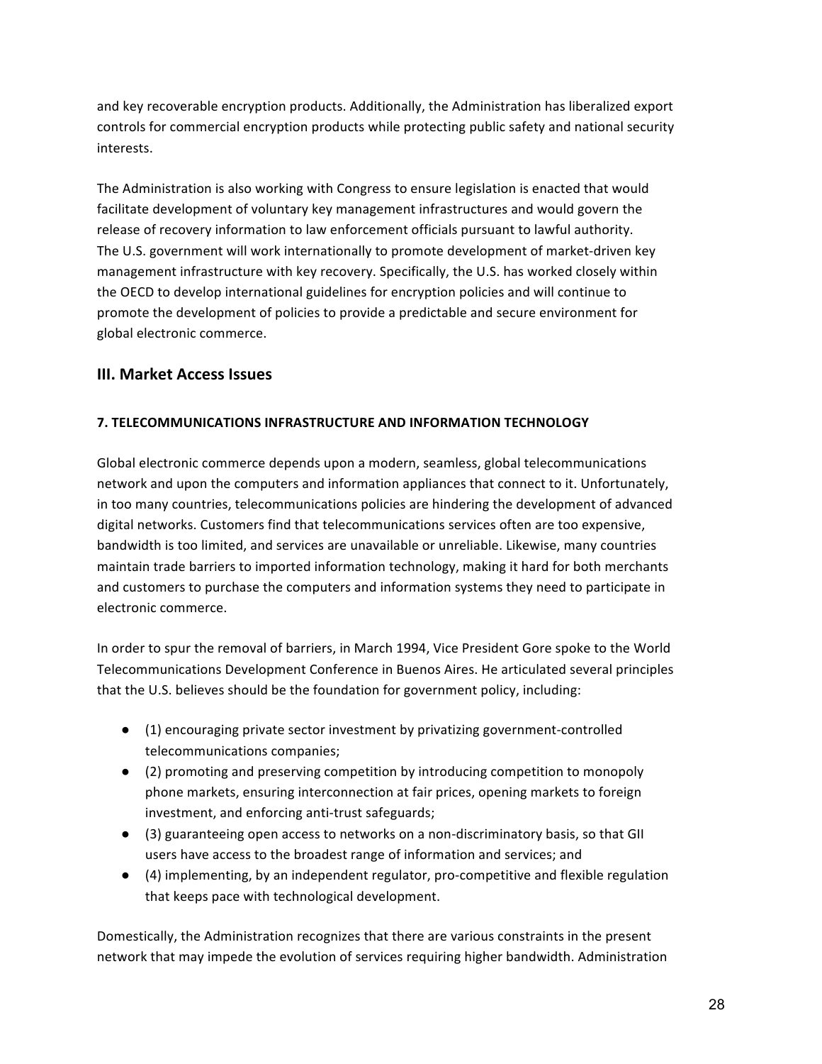and key recoverable encryption products. Additionally, the Administration has liberalized export controls for commercial encryption products while protecting public safety and national security interests.

The Administration is also working with Congress to ensure legislation is enacted that would facilitate development of voluntary key management infrastructures and would govern the release of recovery information to law enforcement officials pursuant to lawful authority. The U.S. government will work internationally to promote development of market-driven key management infrastructure with key recovery. Specifically, the U.S. has worked closely within the OECD to develop international guidelines for encryption policies and will continue to promote the development of policies to provide a predictable and secure environment for global electronic commerce.

## III. Market Access Issues

#### 7. TELECOMMUNICATIONS INFRASTRUCTURE AND INFORMATION TECHNOLOGY

Global electronic commerce depends upon a modern, seamless, global telecommunications network and upon the computers and information appliances that connect to it. Unfortunately, in too many countries, telecommunications policies are hindering the development of advanced digital networks. Customers find that telecommunications services often are too expensive, bandwidth is too limited, and services are unavailable or unreliable. Likewise, many countries maintain trade barriers to imported information technology, making it hard for both merchants and customers to purchase the computers and information systems they need to participate in electronic commerce.

In order to spur the removal of barriers, in March 1994, Vice President Gore spoke to the World Telecommunications Development Conference in Buenos Aires. He articulated several principles that the U.S. believes should be the foundation for government policy, including:

- (1) encouraging private sector investment by privatizing government-controlled telecommunications companies;
- (2) promoting and preserving competition by introducing competition to monopoly phone markets, ensuring interconnection at fair prices, opening markets to foreign investment, and enforcing anti-trust safeguards;
- (3) guaranteeing open access to networks on a non-discriminatory basis, so that GII users have access to the broadest range of information and services; and
- (4) implementing, by an independent regulator, pro-competitive and flexible regulation that keeps pace with technological development.

Domestically, the Administration recognizes that there are various constraints in the present network that may impede the evolution of services requiring higher bandwidth. Administration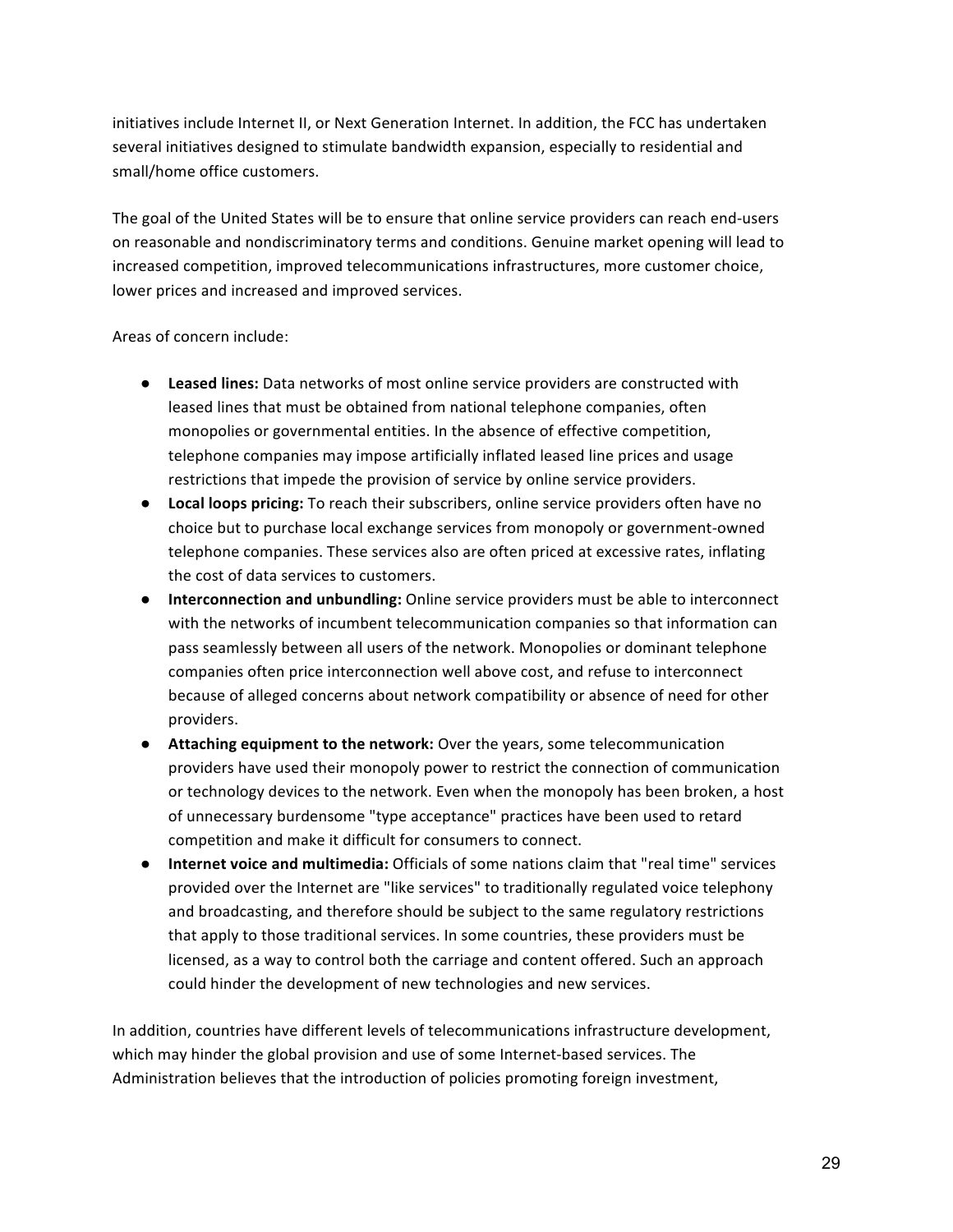initiatives include Internet II, or Next Generation Internet. In addition, the FCC has undertaken several initiatives designed to stimulate bandwidth expansion, especially to residential and small/home office customers.

The goal of the United States will be to ensure that online service providers can reach end-users on reasonable and nondiscriminatory terms and conditions. Genuine market opening will lead to increased competition, improved telecommunications infrastructures, more customer choice, lower prices and increased and improved services.

Areas of concern include:

- **Leased lines:** Data networks of most online service providers are constructed with leased lines that must be obtained from national telephone companies, often monopolies or governmental entities. In the absence of effective competition, telephone companies may impose artificially inflated leased line prices and usage restrictions that impede the provision of service by online service providers.
- **Local loops pricing:** To reach their subscribers, online service providers often have no choice but to purchase local exchange services from monopoly or government-owned telephone companies. These services also are often priced at excessive rates, inflating the cost of data services to customers.
- **Interconnection and unbundling:** Online service providers must be able to interconnect with the networks of incumbent telecommunication companies so that information can pass seamlessly between all users of the network. Monopolies or dominant telephone companies often price interconnection well above cost, and refuse to interconnect because of alleged concerns about network compatibility or absence of need for other providers.
- **Attaching equipment to the network:** Over the years, some telecommunication providers have used their monopoly power to restrict the connection of communication or technology devices to the network. Even when the monopoly has been broken, a host of unnecessary burdensome "type acceptance" practices have been used to retard competition and make it difficult for consumers to connect.
- **Internet voice and multimedia:** Officials of some nations claim that "real time" services provided over the Internet are "like services" to traditionally regulated voice telephony and broadcasting, and therefore should be subject to the same regulatory restrictions that apply to those traditional services. In some countries, these providers must be licensed, as a way to control both the carriage and content offered. Such an approach could hinder the development of new technologies and new services.

In addition, countries have different levels of telecommunications infrastructure development, which may hinder the global provision and use of some Internet-based services. The Administration believes that the introduction of policies promoting foreign investment,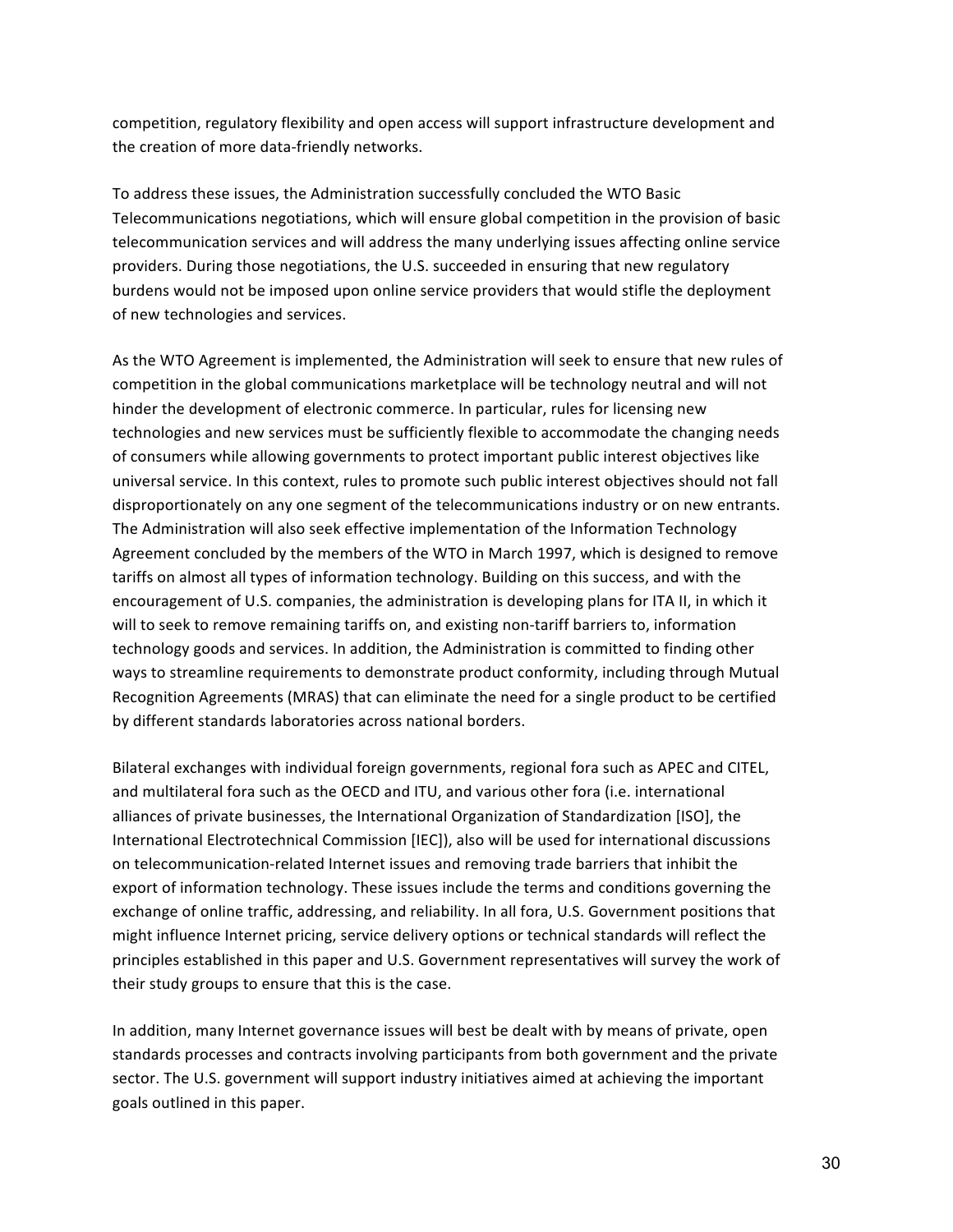competition, regulatory flexibility and open access will support infrastructure development and the creation of more data-friendly networks.

To address these issues, the Administration successfully concluded the WTO Basic Telecommunications negotiations, which will ensure global competition in the provision of basic telecommunication services and will address the many underlying issues affecting online service providers. During those negotiations, the U.S. succeeded in ensuring that new regulatory burdens would not be imposed upon online service providers that would stifle the deployment of new technologies and services.

As the WTO Agreement is implemented, the Administration will seek to ensure that new rules of competition in the global communications marketplace will be technology neutral and will not hinder the development of electronic commerce. In particular, rules for licensing new technologies and new services must be sufficiently flexible to accommodate the changing needs of consumers while allowing governments to protect important public interest objectives like universal service. In this context, rules to promote such public interest objectives should not fall disproportionately on any one segment of the telecommunications industry or on new entrants. The Administration will also seek effective implementation of the Information Technology Agreement concluded by the members of the WTO in March 1997, which is designed to remove tariffs on almost all types of information technology. Building on this success, and with the encouragement of U.S. companies, the administration is developing plans for ITA II, in which it will to seek to remove remaining tariffs on, and existing non-tariff barriers to, information technology goods and services. In addition, the Administration is committed to finding other ways to streamline requirements to demonstrate product conformity, including through Mutual Recognition Agreements (MRAS) that can eliminate the need for a single product to be certified by different standards laboratories across national borders.

Bilateral exchanges with individual foreign governments, regional fora such as APEC and CITEL, and multilateral fora such as the OECD and ITU, and various other fora (i.e. international alliances of private businesses, the International Organization of Standardization [ISO], the International Electrotechnical Commission [IEC]), also will be used for international discussions on telecommunication-related Internet issues and removing trade barriers that inhibit the export of information technology. These issues include the terms and conditions governing the exchange of online traffic, addressing, and reliability. In all fora, U.S. Government positions that might influence Internet pricing, service delivery options or technical standards will reflect the principles established in this paper and U.S. Government representatives will survey the work of their study groups to ensure that this is the case.

In addition, many Internet governance issues will best be dealt with by means of private, open standards processes and contracts involving participants from both government and the private sector. The U.S. government will support industry initiatives aimed at achieving the important goals outlined in this paper.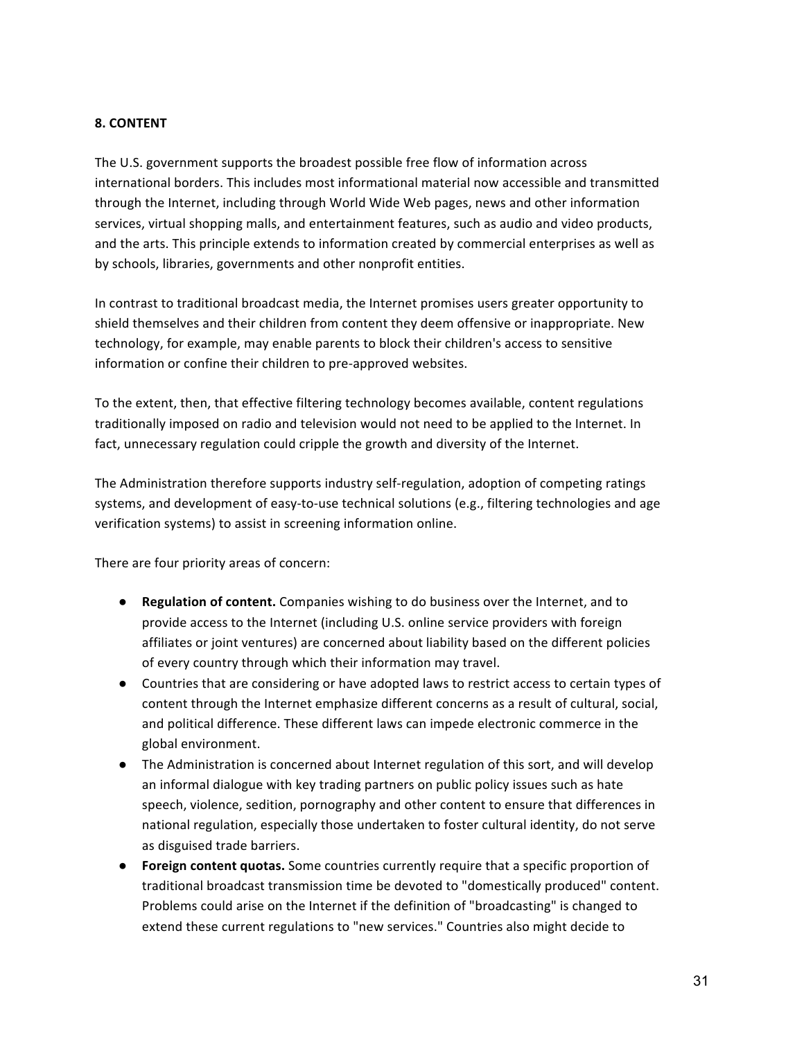**8. CONTENT**

The U.S. government supports the broadest possible free flow of information across international borders. This includes most informational material now accessible and transmitted through the Internet, including through World Wide Web pages, news and other information services, virtual shopping malls, and entertainment features, such as audio and video products, and the arts. This principle extends to information created by commercial enterprises as well as by schools, libraries, governments and other nonprofit entities.

In contrast to traditional broadcast media, the Internet promises users greater opportunity to shield themselves and their children from content they deem offensive or inappropriate. New technology, for example, may enable parents to block their children's access to sensitive information or confine their children to pre-approved websites.

To the extent, then, that effective filtering technology becomes available, content regulations traditionally imposed on radio and television would not need to be applied to the Internet. In fact, unnecessary regulation could cripple the growth and diversity of the Internet.

The Administration therefore supports industry self-regulation, adoption of competing ratings systems, and development of easy-to-use technical solutions (e.g., filtering technologies and age verification systems) to assist in screening information online.

There are four priority areas of concern:

- **Regulation of content.** Companies wishing to do business over the Internet, and to provide access to the Internet (including U.S. online service providers with foreign affiliates or joint ventures) are concerned about liability based on the different policies of every country through which their information may travel.
- Countries that are considering or have adopted laws to restrict access to certain types of content through the Internet emphasize different concerns as a result of cultural, social, and political difference. These different laws can impede electronic commerce in the global environment.
- The Administration is concerned about Internet regulation of this sort, and will develop an informal dialogue with key trading partners on public policy issues such as hate speech, violence, sedition, pornography and other content to ensure that differences in national regulation, especially those undertaken to foster cultural identity, do not serve as disguised trade barriers.
- **Foreign content quotas.** Some countries currently require that a specific proportion of traditional broadcast transmission time be devoted to "domestically produced" content. Problems could arise on the Internet if the definition of "broadcasting" is changed to extend these current regulations to "new services." Countries also might decide to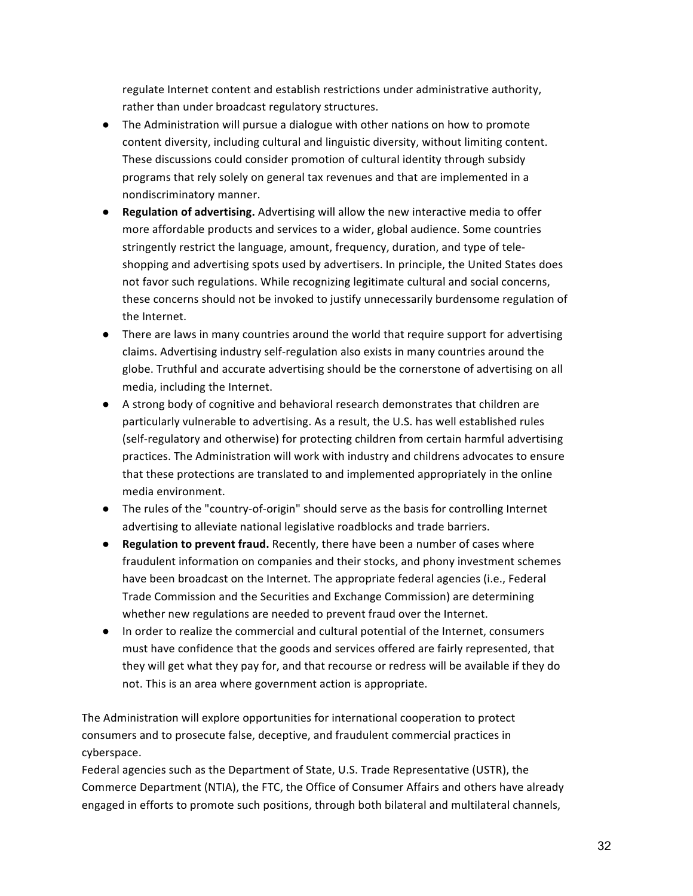regulate Internet content and establish restrictions under administrative authority, rather than under broadcast regulatory structures.

- The Administration will pursue a dialogue with other nations on how to promote content diversity, including cultural and linguistic diversity, without limiting content. These discussions could consider promotion of cultural identity through subsidy programs that rely solely on general tax revenues and that are implemented in a nondiscriminatory manner.
- **Regulation of advertising.** Advertising will allow the new interactive media to offer more affordable products and services to a wider, global audience. Some countries stringently restrict the language, amount, frequency, duration, and type of tele-shopping and advertising spots used by advertisers. In principle, the United States does not favor such regulations. While recognizing legitimate cultural and social concerns, these concerns should not be invoked to justify unnecessarily burdensome regulation of the Internet.
- There are laws in many countries around the world that require support for advertising claims. Advertising industry self-regulation also exists in many countries around the globe. Truthful and accurate advertising should be the cornerstone of advertising on all media, including the Internet.
- A strong body of cognitive and behavioral research demonstrates that children are particularly vulnerable to advertising. As a result, the U.S. has well established rules (self-regulatory and otherwise) for protecting children from certain harmful advertising practices. The Administration will work with industry and childrens advocates to ensure that these protections are translated to and implemented appropriately in the online media environment.
- The rules of the "country-of-origin" should serve as the basis for controlling Internet advertising to alleviate national legislative roadblocks and trade barriers.
- **Regulation to prevent fraud.** Recently, there have been a number of cases where fraudulent information on companies and their stocks, and phony investment schemes have been broadcast on the Internet. The appropriate federal agencies (i.e., Federal Trade Commission and the Securities and Exchange Commission) are determining whether new regulations are needed to prevent fraud over the Internet.
- In order to realize the commercial and cultural potential of the Internet, consumers must have confidence that the goods and services offered are fairly represented, that they will get what they pay for, and that recourse or redress will be available if they do not. This is an area where government action is appropriate.

The Administration will explore opportunities for international cooperation to protect consumers and to prosecute false, deceptive, and fraudulent commercial practices in cyberspace.

Federal agencies such as the Department of State, U.S. Trade Representative (USTR), the Commerce Department (NTIA), the FTC, the Office of Consumer Affairs and others have already engaged in efforts to promote such positions, through both bilateral and multilateral channels,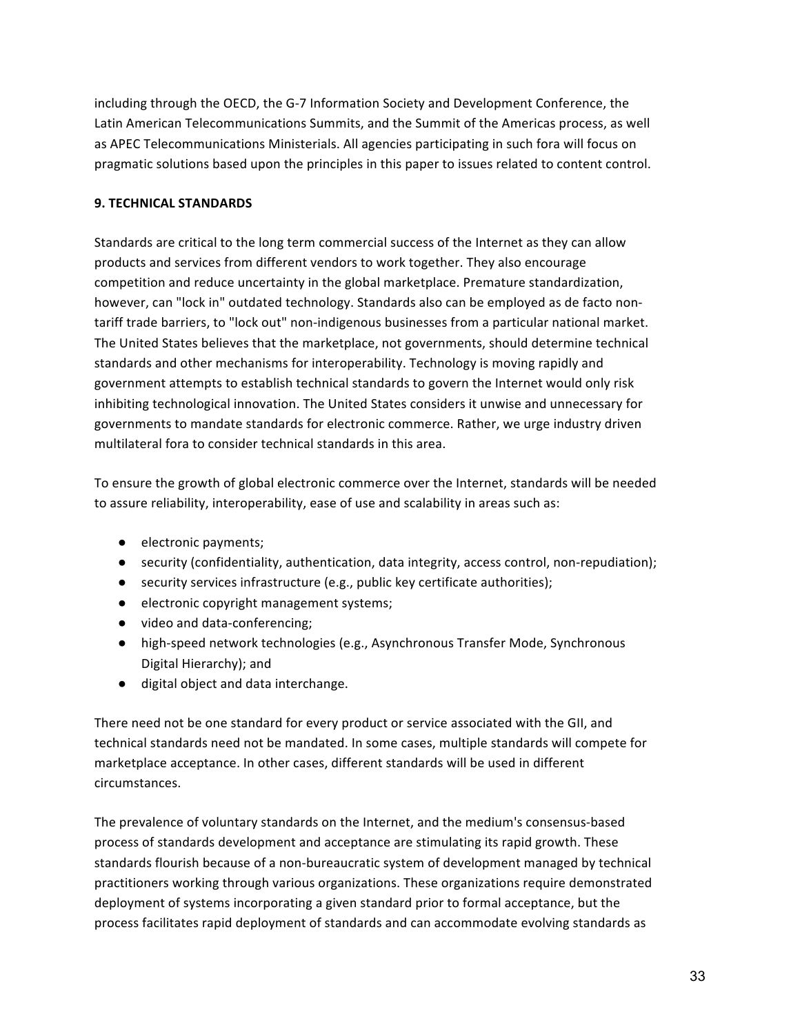including through the OECD, the G-7 Information Society and Development Conference, the Latin American Telecommunications Summits, and the Summit of the Americas process, as well as APEC Telecommunications Ministerials. All agencies participating in such fora will focus on pragmatic solutions based upon the principles in this paper to issues related to content control.

**9. TECHNICAL STANDARDS**

Standards are critical to the long term commercial success of the Internet as they can allow products and services from different vendors to work together. They also encourage competition and reduce uncertainty in the global marketplace. Premature standardization, however, can "lock in" outdated technology. Standards also can be employed as de facto non-tariff trade barriers, to "lock out" non-indigenous businesses from a particular national market. The United States believes that the marketplace, not governments, should determine technical standards and other mechanisms for interoperability. Technology is moving rapidly and government attempts to establish technical standards to govern the Internet would only risk inhibiting technological innovation. The United States considers it unwise and unnecessary for governments to mandate standards for electronic commerce. Rather, we urge industry driven multilateral fora to consider technical standards in this area.

To ensure the growth of global electronic commerce over the Internet, standards will be needed to assure reliability, interoperability, ease of use and scalability in areas such as:

- electronic payments;
- security (confidentiality, authentication, data integrity, access control, non-repudiation);
- security services infrastructure (e.g., public key certificate authorities);
- electronic copyright management systems;
- video and data-conferencing;
- high-speed network technologies (e.g., Asynchronous Transfer Mode, Synchronous Digital Hierarchy); and
- digital object and data interchange.

There need not be one standard for every product or service associated with the GII, and technical standards need not be mandated. In some cases, multiple standards will compete for marketplace acceptance. In other cases, different standards will be used in different circumstances.

The prevalence of voluntary standards on the Internet, and the medium's consensus-based process of standards development and acceptance are stimulating its rapid growth. These standards flourish because of a non-bureaucratic system of development managed by technical practitioners working through various organizations. These organizations require demonstrated deployment of systems incorporating a given standard prior to formal acceptance, but the process facilitates rapid deployment of standards and can accommodate evolving standards as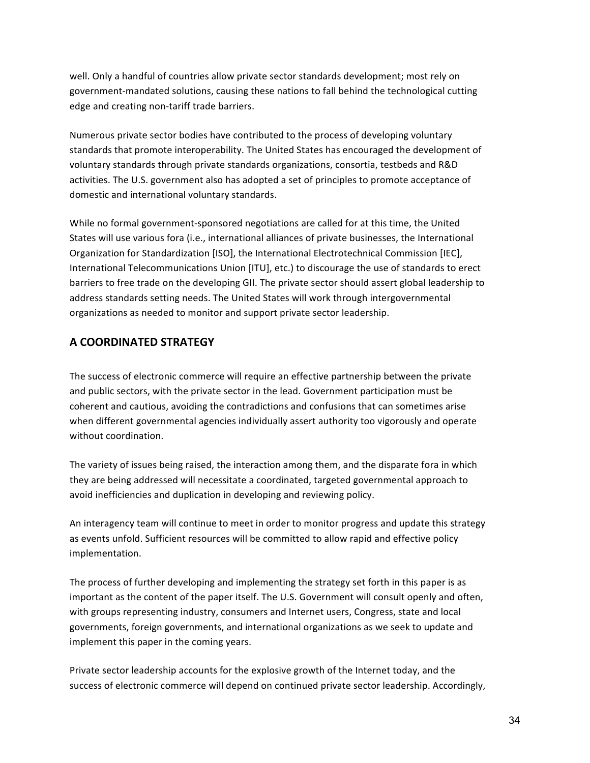well. Only a handful of countries allow private sector standards development; most rely on government-mandated solutions, causing these nations to fall behind the technological cutting edge and creating non-tariff trade barriers.

Numerous private sector bodies have contributed to the process of developing voluntary standards that promote interoperability. The United States has encouraged the development of voluntary standards through private standards organizations, consortia, testbeds and R&D activities. The U.S. government also has adopted a set of principles to promote acceptance of domestic and international voluntary standards.

While no formal government-sponsored negotiations are called for at this time, the United States will use various fora (i.e., international alliances of private businesses, the International Organization for Standardization [ISO], the International Electrotechnical Commission [IEC], International Telecommunications Union [ITU], etc.) to discourage the use of standards to erect barriers to free trade on the developing GII. The private sector should assert global leadership to address standards setting needs. The United States will work through intergovernmental organizations as needed to monitor and support private sector leadership.

## A COORDINATED STRATEGY

The success of electronic commerce will require an effective partnership between the private and public sectors, with the private sector in the lead. Government participation must be coherent and cautious, avoiding the contradictions and confusions that can sometimes arise when different governmental agencies individually assert authority too vigorously and operate without coordination.

The variety of issues being raised, the interaction among them, and the disparate fora in which they are being addressed will necessitate a coordinated, targeted governmental approach to avoid inefficiencies and duplication in developing and reviewing policy.

An interagency team will continue to meet in order to monitor progress and update this strategy as events unfold. Sufficient resources will be committed to allow rapid and effective policy implementation.

The process of further developing and implementing the strategy set forth in this paper is as important as the content of the paper itself. The U.S. Government will consult openly and often, with groups representing industry, consumers and Internet users, Congress, state and local governments, foreign governments, and international organizations as we seek to update and implement this paper in the coming years.

Private sector leadership accounts for the explosive growth of the Internet today, and the success of electronic commerce will depend on continued private sector leadership. Accordingly,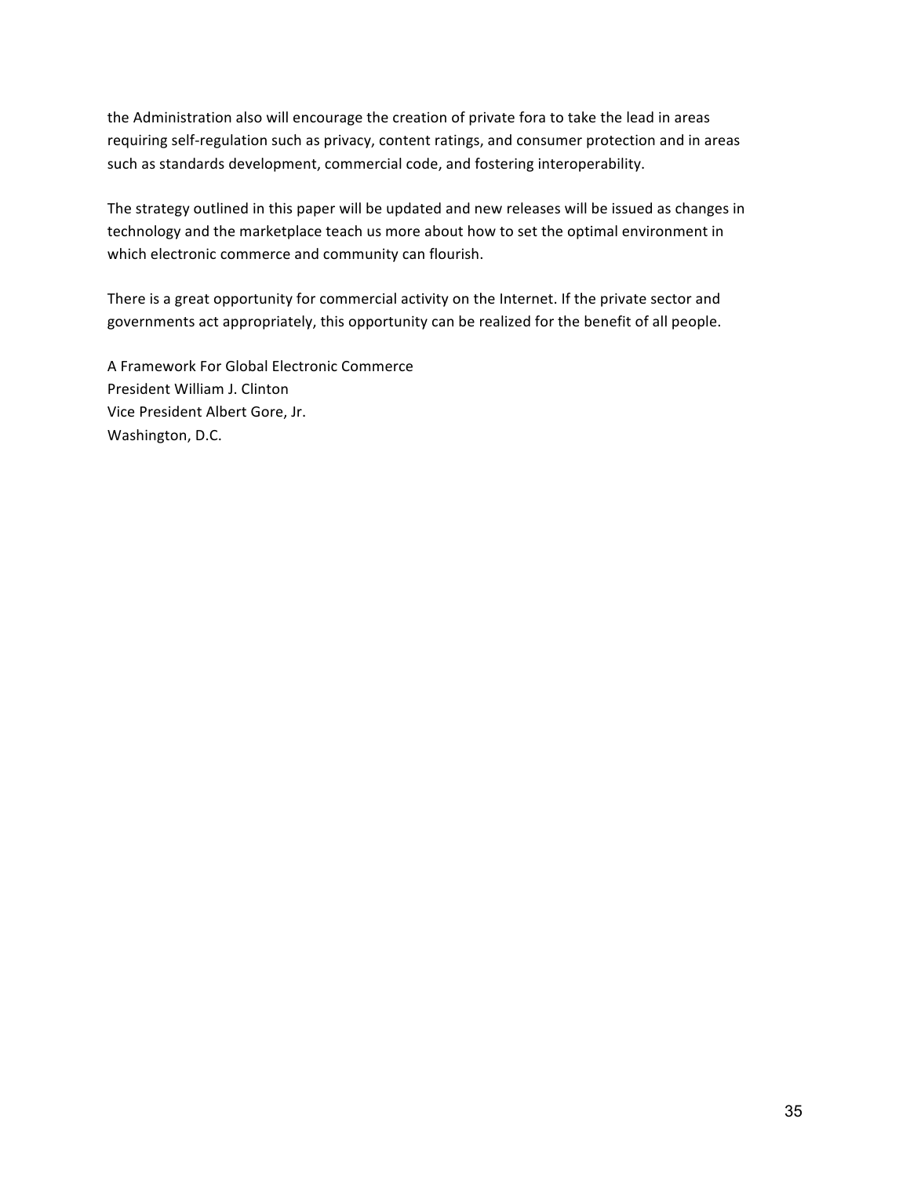the Administration also will encourage the creation of private fora to take the lead in areas requiring self-regulation such as privacy, content ratings, and consumer protection and in areas such as standards development, commercial code, and fostering interoperability.

The strategy outlined in this paper will be updated and new releases will be issued as changes in technology and the marketplace teach us more about how to set the optimal environment in which electronic commerce and community can flourish.

There is a great opportunity for commercial activity on the Internet. If the private sector and governments act appropriately, this opportunity can be realized for the benefit of all people.

A Framework For Global Electronic Commerce
President William J. Clinton
Vice President Albert Gore, Jr.
Washington, D.C.